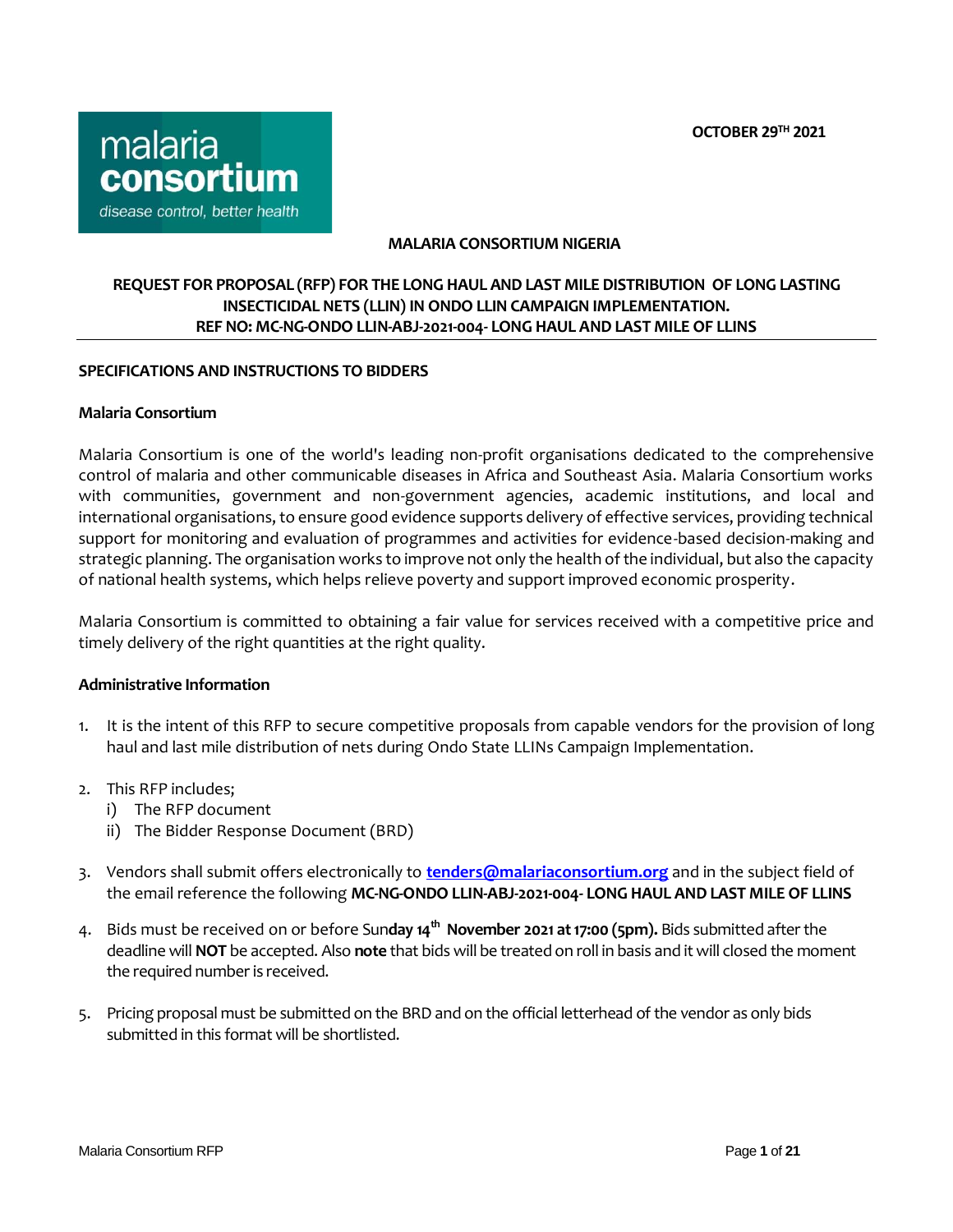OCTOBER 29TH 2021

malaria
consortium
disease control, better health

**MALARIA CONSORTIUM NIGERIA**

# REQUEST FOR PROPOSAL (RFP) FOR THE LONG HAUL AND LAST MILE DISTRIBUTION OF LONG LASTING INSECTICIDAL NETS (LLIN) IN ONDO LLIN CAMPAIGN IMPLEMENTATION. REF NO: MC-NG-ONDO LLIN-ABJ-2021-004- LONG HAUL AND LAST MILE OF LLINS

## SPECIFICATIONS AND INSTRUCTIONS TO BIDDERS

### Malaria Consortium

Malaria Consortium is one of the world's leading non-profit organisations dedicated to the comprehensive control of malaria and other communicable diseases in Africa and Southeast Asia. Malaria Consortium works with communities, government and non-government agencies, academic institutions, and local and international organisations, to ensure good evidence supports delivery of effective services, providing technical support for monitoring and evaluation of programmes and activities for evidence-based decision-making and strategic planning. The organisation works to improve not only the health of the individual, but also the capacity of national health systems, which helps relieve poverty and support improved economic prosperity.

Malaria Consortium is committed to obtaining a fair value for services received with a competitive price and timely delivery of the right quantities at the right quality.

### Administrative Information

1. It is the intent of this RFP to secure competitive proposals from capable vendors for the provision of long haul and last mile distribution of nets during Ondo State LLINs Campaign Implementation.
2. This RFP includes;
   i) The RFP document
   ii) The Bidder Response Document (BRD)
3. Vendors shall submit offers electronically to **tenders@malariaconsortium.org** and in the subject field of the email reference the following **MC-NG-ONDO LLIN-ABJ-2021-004- LONG HAUL AND LAST MILE OF LLINS**
4. Bids must be received on or before Sun**day 14th November 2021 at 17:00 (5pm).** Bids submitted after the deadline will **NOT** be accepted. Also **note** that bids will be treated on roll in basis and it will closed the moment the required number is received.
5. Pricing proposal must be submitted on the BRD and on the official letterhead of the vendor as only bids submitted in this format will be shortlisted.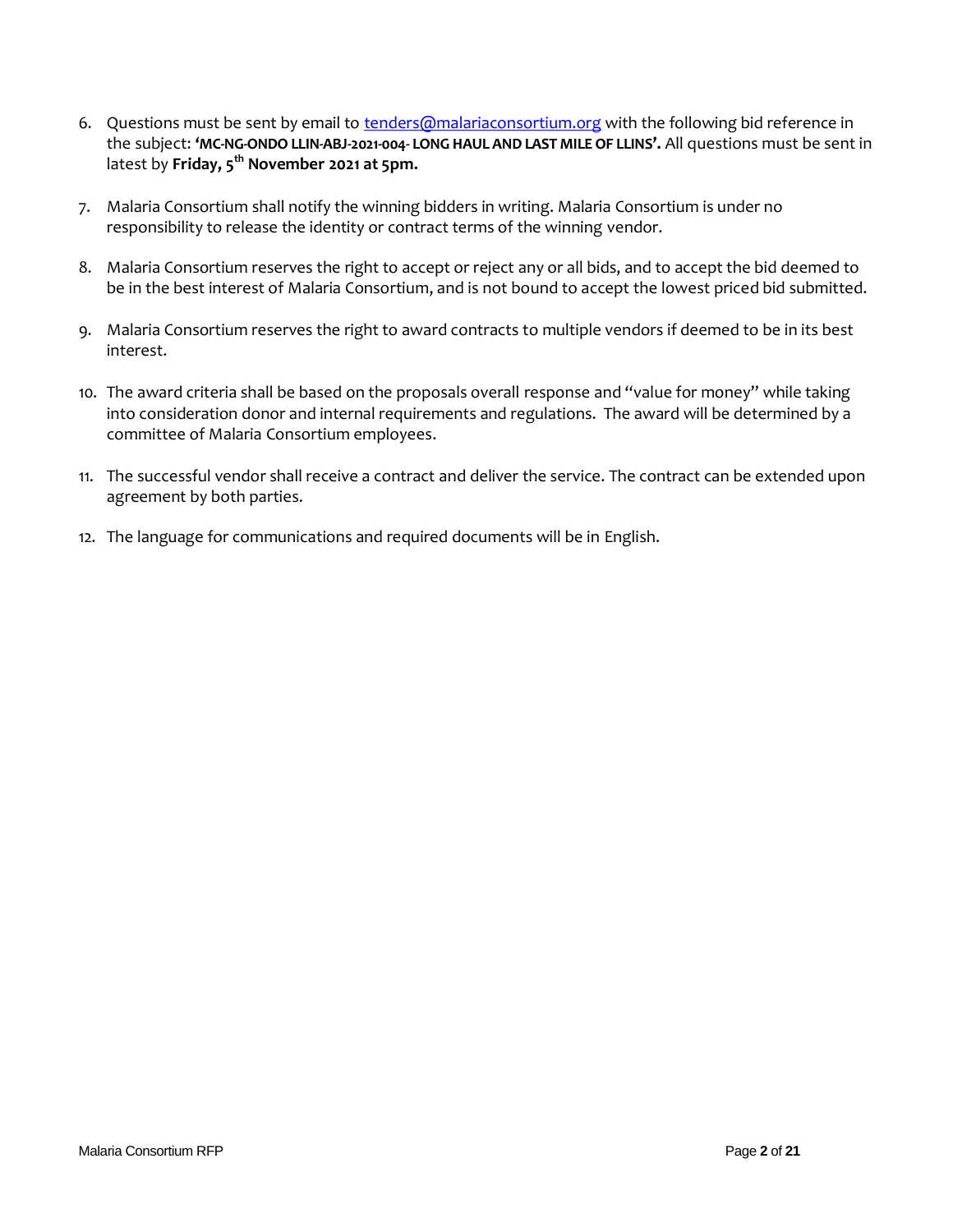6. Questions must be sent by email to tenders@malariaconsortium.org with the following bid reference in the subject: **'MC-NG-ONDO LLIN-ABJ-2021-004- LONG HAUL AND LAST MILE OF LLINS'.** All questions must be sent in latest by **Friday, 5th November 2021 at 5pm.**

7. Malaria Consortium shall notify the winning bidders in writing. Malaria Consortium is under no responsibility to release the identity or contract terms of the winning vendor.

8. Malaria Consortium reserves the right to accept or reject any or all bids, and to accept the bid deemed to be in the best interest of Malaria Consortium, and is not bound to accept the lowest priced bid submitted.

9. Malaria Consortium reserves the right to award contracts to multiple vendors if deemed to be in its best interest.

10. The award criteria shall be based on the proposals overall response and "value for money" while taking into consideration donor and internal requirements and regulations. The award will be determined by a committee of Malaria Consortium employees.

11. The successful vendor shall receive a contract and deliver the service. The contract can be extended upon agreement by both parties.

12. The language for communications and required documents will be in English.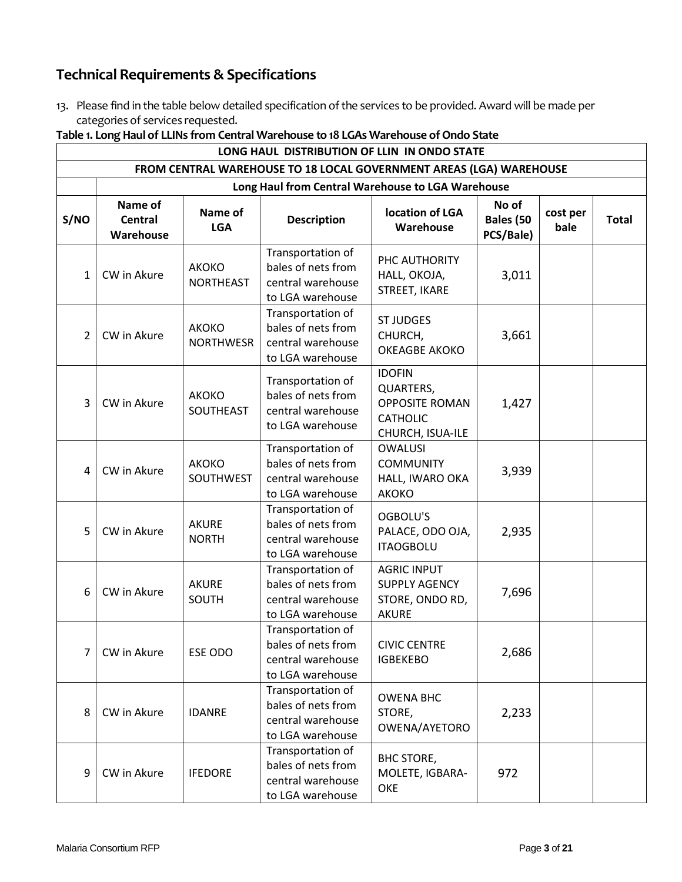## Technical Requirements & Specifications

13. Please find in the table below detailed specification of the services to be provided. Award will be made per categories of services requested.

**Table 1. Long Haul of LLINs from Central Warehouse to 18 LGAs Warehouse of Ondo State**

| LONG HAUL DISTRIBUTION OF LLIN IN ONDO STATE | | | | | | | |
|---|---|---|---|---|---|---|---|
| FROM CENTRAL WAREHOUSE TO 18 LOCAL GOVERNMENT AREAS (LGA) WAREHOUSE | | | | | | | |
| | Long Haul from Central Warehouse to LGA Warehouse | | | | | | |
| **S/NO** | **Name of Central Warehouse** | **Name of LGA** | **Description** | **location of LGA Warehouse** | **No of Bales (50 PCS/Bale)** | **cost per bale** | **Total** |
| 1 | CW in Akure | AKOKO NORTHEAST | Transportation of bales of nets from central warehouse to LGA warehouse | PHC AUTHORITY HALL, OKOJA, STREET, IKARE | 3,011 | | |
| 2 | CW in Akure | AKOKO NORTHWESR | Transportation of bales of nets from central warehouse to LGA warehouse | ST JUDGES CHURCH, OKEAGBE AKOKO | 3,661 | | |
| 3 | CW in Akure | AKOKO SOUTHEAST | Transportation of bales of nets from central warehouse to LGA warehouse | IDOFIN QUARTERS, OPPOSITE ROMAN CATHOLIC CHURCH, ISUA-ILE | 1,427 | | |
| 4 | CW in Akure | AKOKO SOUTHWEST | Transportation of bales of nets from central warehouse to LGA warehouse | OWALUSI COMMUNITY HALL, IWARO OKA AKOKO | 3,939 | | |
| 5 | CW in Akure | AKURE NORTH | Transportation of bales of nets from central warehouse to LGA warehouse | OGBOLU'S PALACE, ODO OJA, ITAOGBOLU | 2,935 | | |
| 6 | CW in Akure | AKURE SOUTH | Transportation of bales of nets from central warehouse to LGA warehouse | AGRIC INPUT SUPPLY AGENCY STORE, ONDO RD, AKURE | 7,696 | | |
| 7 | CW in Akure | ESE ODO | Transportation of bales of nets from central warehouse to LGA warehouse | CIVIC CENTRE IGBEKEBO | 2,686 | | |
| 8 | CW in Akure | IDANRE | Transportation of bales of nets from central warehouse to LGA warehouse | OWENA BHC STORE, OWENA/AYETORO | 2,233 | | |
| 9 | CW in Akure | IFEDORE | Transportation of bales of nets from central warehouse to LGA warehouse | BHC STORE, MOLETE, IGBARA-OKE | 972 | | |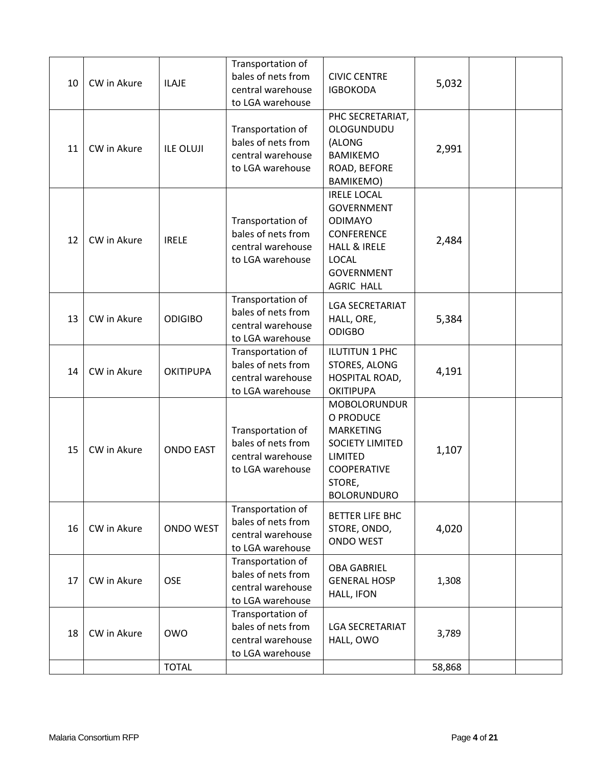| | | | | | | | |
|---|---|---|---|---|---|---|---|
| 10 | CW in Akure | ILAJE | Transportation of bales of nets from central warehouse to LGA warehouse | CIVIC CENTRE IGBOKODA | 5,032 | | |
| 11 | CW in Akure | ILE OLUJI | Transportation of bales of nets from central warehouse to LGA warehouse | PHC SECRETARIAT, OLOGUNDUDU (ALONG BAMIKEMO ROAD, BEFORE BAMIKEMO) | 2,991 | | |
| 12 | CW in Akure | IRELE | Transportation of bales of nets from central warehouse to LGA warehouse | IRELE LOCAL GOVERNMENT ODIMAYO CONFERENCE HALL & IRELE LOCAL GOVERNMENT AGRIC HALL | 2,484 | | |
| 13 | CW in Akure | ODIGIBO | Transportation of bales of nets from central warehouse to LGA warehouse | LGA SECRETARIAT HALL, ORE, ODIGBO | 5,384 | | |
| 14 | CW in Akure | OKITIPUPA | Transportation of bales of nets from central warehouse to LGA warehouse | ILUTITUN 1 PHC STORES, ALONG HOSPITAL ROAD, OKITIPUPA | 4,191 | | |
| 15 | CW in Akure | ONDO EAST | Transportation of bales of nets from central warehouse to LGA warehouse | MOBOLORUNDURO PRODUCE MARKETING SOCIETY LIMITED LIMITED COOPERATIVE STORE, BOLORUNDURO | 1,107 | | |
| 16 | CW in Akure | ONDO WEST | Transportation of bales of nets from central warehouse to LGA warehouse | BETTER LIFE BHC STORE, ONDO, ONDO WEST | 4,020 | | |
| 17 | CW in Akure | OSE | Transportation of bales of nets from central warehouse to LGA warehouse | OBA GABRIEL GENERAL HOSP HALL, IFON | 1,308 | | |
| 18 | CW in Akure | OWO | Transportation of bales of nets from central warehouse to LGA warehouse | LGA SECRETARIAT HALL, OWO | 3,789 | | |
| | | TOTAL | | | 58,868 | | |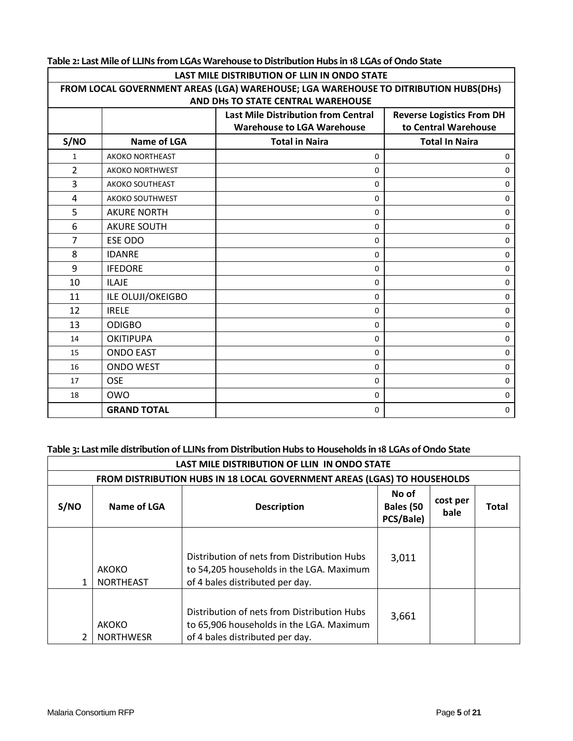**Table 2: Last Mile of LLINs from LGAs Warehouse to Distribution Hubs in 18 LGAs of Ondo State**

| LAST MILE DISTRIBUTION OF LLIN IN ONDO STATE | | | |
|---|---|---|---|
| FROM LOCAL GOVERNMENT AREAS (LGA) WAREHOUSE; LGA WAREHOUSE TO DITRIBUTION HUBS(DHs) AND DHs TO STATE CENTRAL WAREHOUSE | | | |
| | | Last Mile Distribution from Central Warehouse to LGA Warehouse | Reverse Logistics From DH to Central Warehouse |
| S/NO | Name of LGA | Total in Naira | Total In Naira |
| 1 | AKOKO NORTHEAST | 0 | 0 |
| 2 | AKOKO NORTHWEST | 0 | 0 |
| 3 | AKOKO SOUTHEAST | 0 | 0 |
| 4 | AKOKO SOUTHWEST | 0 | 0 |
| 5 | AKURE NORTH | 0 | 0 |
| 6 | AKURE SOUTH | 0 | 0 |
| 7 | ESE ODO | 0 | 0 |
| 8 | IDANRE | 0 | 0 |
| 9 | IFEDORE | 0 | 0 |
| 10 | ILAJE | 0 | 0 |
| 11 | ILE OLUJI/OKEIGBO | 0 | 0 |
| 12 | IRELE | 0 | 0 |
| 13 | ODIGBO | 0 | 0 |
| 14 | OKITIPUPA | 0 | 0 |
| 15 | ONDO EAST | 0 | 0 |
| 16 | ONDO WEST | 0 | 0 |
| 17 | OSE | 0 | 0 |
| 18 | OWO | 0 | 0 |
| | **GRAND TOTAL** | 0 | 0 |

**Table 3: Last mile distribution of LLINs from Distribution Hubs to Households in 18 LGAs of Ondo State**

| LAST MILE DISTRIBUTION OF LLIN IN ONDO STATE | | | | | |
|---|---|---|---|---|---|
| FROM DISTRIBUTION HUBS IN 18 LOCAL GOVERNMENT AREAS (LGAS) TO HOUSEHOLDS | | | | | |
| S/NO | Name of LGA | Description | No of Bales (50 PCS/Bale) | cost per bale | Total |
| 1 | AKOKO NORTHEAST | Distribution of nets from Distribution Hubs to 54,205 households in the LGA. Maximum of 4 bales distributed per day. | 3,011 | | |
| 2 | AKOKO NORTHWESR | Distribution of nets from Distribution Hubs to 65,906 households in the LGA. Maximum of 4 bales distributed per day. | 3,661 | | |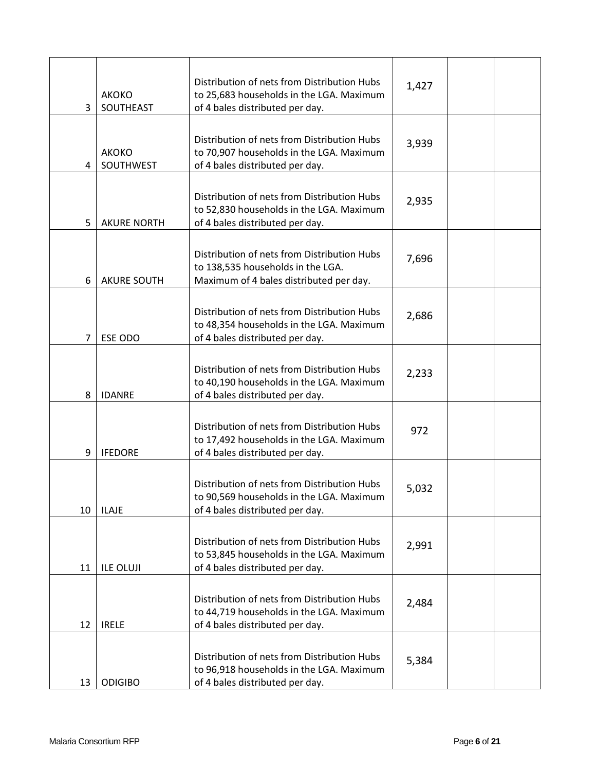| | | | | | |
|---|---|---|---|---|---|
| 3 | AKOKO SOUTHEAST | Distribution of nets from Distribution Hubs to 25,683 households in the LGA. Maximum of 4 bales distributed per day. | 1,427 | | |
| 4 | AKOKO SOUTHWEST | Distribution of nets from Distribution Hubs to 70,907 households in the LGA. Maximum of 4 bales distributed per day. | 3,939 | | |
| 5 | AKURE NORTH | Distribution of nets from Distribution Hubs to 52,830 households in the LGA. Maximum of 4 bales distributed per day. | 2,935 | | |
| 6 | AKURE SOUTH | Distribution of nets from Distribution Hubs to 138,535 households in the LGA. Maximum of 4 bales distributed per day. | 7,696 | | |
| 7 | ESE ODO | Distribution of nets from Distribution Hubs to 48,354 households in the LGA. Maximum of 4 bales distributed per day. | 2,686 | | |
| 8 | IDANRE | Distribution of nets from Distribution Hubs to 40,190 households in the LGA. Maximum of 4 bales distributed per day. | 2,233 | | |
| 9 | IFEDORE | Distribution of nets from Distribution Hubs to 17,492 households in the LGA. Maximum of 4 bales distributed per day. | 972 | | |
| 10 | ILAJE | Distribution of nets from Distribution Hubs to 90,569 households in the LGA. Maximum of 4 bales distributed per day. | 5,032 | | |
| 11 | ILE OLUJI | Distribution of nets from Distribution Hubs to 53,845 households in the LGA. Maximum of 4 bales distributed per day. | 2,991 | | |
| 12 | IRELE | Distribution of nets from Distribution Hubs to 44,719 households in the LGA. Maximum of 4 bales distributed per day. | 2,484 | | |
| 13 | ODIGIBO | Distribution of nets from Distribution Hubs to 96,918 households in the LGA. Maximum of 4 bales distributed per day. | 5,384 | | |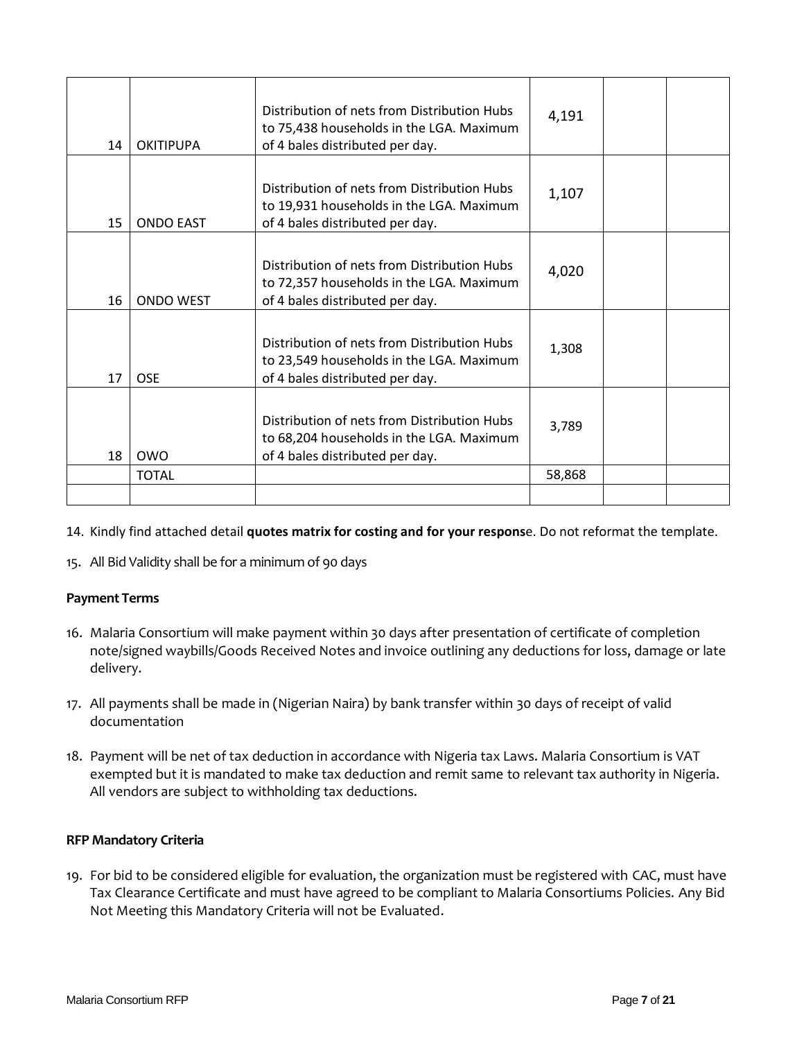| | | | | | |
|---|---|---|---|---|---|
| 14 | OKITIPUPA | Distribution of nets from Distribution Hubs to 75,438 households in the LGA. Maximum of 4 bales distributed per day. | 4,191 | | |
| 15 | ONDO EAST | Distribution of nets from Distribution Hubs to 19,931 households in the LGA. Maximum of 4 bales distributed per day. | 1,107 | | |
| 16 | ONDO WEST | Distribution of nets from Distribution Hubs to 72,357 households in the LGA. Maximum of 4 bales distributed per day. | 4,020 | | |
| 17 | OSE | Distribution of nets from Distribution Hubs to 23,549 households in the LGA. Maximum of 4 bales distributed per day. | 1,308 | | |
| 18 | OWO | Distribution of nets from Distribution Hubs to 68,204 households in the LGA. Maximum of 4 bales distributed per day. | 3,789 | | |
| | TOTAL | | 58,868 | | |
| | | | | | |

14. Kindly find attached detail **quotes matrix for costing and for your respons**e. Do not reformat the template.
15. All Bid Validity shall be for a minimum of 90 days

**Payment Terms**

16. Malaria Consortium will make payment within 30 days after presentation of certificate of completion note/signed waybills/Goods Received Notes and invoice outlining any deductions for loss, damage or late delivery.
17. All payments shall be made in (Nigerian Naira) by bank transfer within 30 days of receipt of valid documentation
18. Payment will be net of tax deduction in accordance with Nigeria tax Laws. Malaria Consortium is VAT exempted but it is mandated to make tax deduction and remit same to relevant tax authority in Nigeria. All vendors are subject to withholding tax deductions.

**RFP Mandatory Criteria**

19. For bid to be considered eligible for evaluation, the organization must be registered with CAC, must have Tax Clearance Certificate and must have agreed to be compliant to Malaria Consortiums Policies. Any Bid Not Meeting this Mandatory Criteria will not be Evaluated.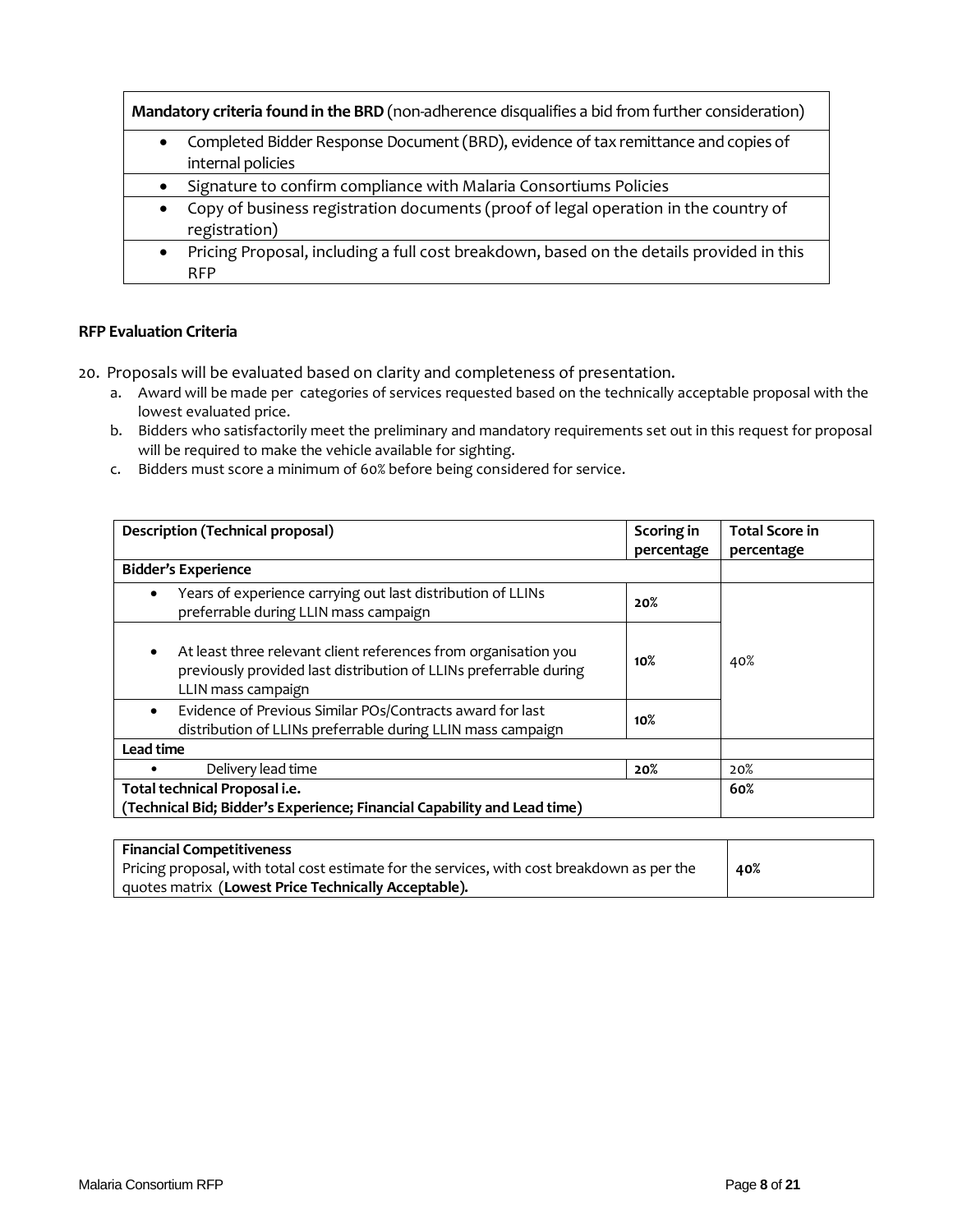| Mandatory criteria found in the BRD (non-adherence disqualifies a bid from further consideration) |
|---|
| • Completed Bidder Response Document (BRD), evidence of tax remittance and copies of internal policies |
| • Signature to confirm compliance with Malaria Consortiums Policies |
| • Copy of business registration documents (proof of legal operation in the country of registration) |
| • Pricing Proposal, including a full cost breakdown, based on the details provided in this RFP |

**RFP Evaluation Criteria**

20. Proposals will be evaluated based on clarity and completeness of presentation.
    a. Award will be made per categories of services requested based on the technically acceptable proposal with the lowest evaluated price.
    b. Bidders who satisfactorily meet the preliminary and mandatory requirements set out in this request for proposal will be required to make the vehicle available for sighting.
    c. Bidders must score a minimum of 60% before being considered for service.

| Description (Technical proposal) | Scoring in percentage | Total Score in percentage |
|---|---|---|
| **Bidder's Experience** | | |
| • Years of experience carrying out last distribution of LLINs preferrable during LLIN mass campaign | 20% | 40% |
| • At least three relevant client references from organisation you previously provided last distribution of LLINs preferrable during LLIN mass campaign | 10% | |
| • Evidence of Previous Similar POs/Contracts award for last distribution of LLINs preferrable during LLIN mass campaign | 10% | |
| **Lead time** | | |
| • Delivery lead time | 20% | 20% |
| **Total technical Proposal i.e. (Technical Bid; Bidder's Experience; Financial Capability and Lead time)** | | **60%** |

| | |
|---|---|
| **Financial Competitiveness** Pricing proposal, with total cost estimate for the services, with cost breakdown as per the quotes matrix (**Lowest Price Technically Acceptable).** | **40%** |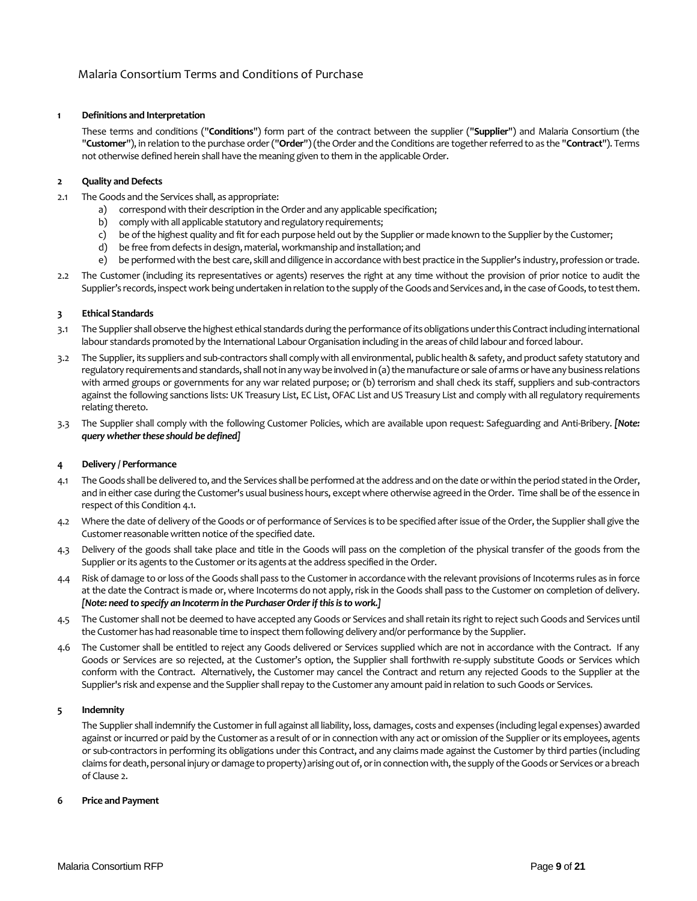Malaria Consortium Terms and Conditions of Purchase

## 1 Definitions and Interpretation

These terms and conditions ("**Conditions**") form part of the contract between the supplier ("**Supplier**") and Malaria Consortium (the "**Customer**"), in relation to the purchase order ("**Order**") (the Order and the Conditions are together referred to as the "**Contract**"). Terms not otherwise defined herein shall have the meaning given to them in the applicable Order.

## 2 Quality and Defects

2.1 The Goods and the Services shall, as appropriate:

a) correspond with their description in the Order and any applicable specification;
b) comply with all applicable statutory and regulatory requirements;
c) be of the highest quality and fit for each purpose held out by the Supplier or made known to the Supplier by the Customer;
d) be free from defects in design, material, workmanship and installation; and
e) be performed with the best care, skill and diligence in accordance with best practice in the Supplier's industry, profession or trade.

2.2 The Customer (including its representatives or agents) reserves the right at any time without the provision of prior notice to audit the Supplier's records, inspect work being undertaken in relation to the supply of the Goods and Services and, in the case of Goods, to test them.

## 3 Ethical Standards

3.1 The Supplier shall observe the highest ethical standards during the performance of its obligations under this Contract including international labour standards promoted by the International Labour Organisation including in the areas of child labour and forced labour.

3.2 The Supplier, its suppliers and sub-contractors shall comply with all environmental, public health & safety, and product safety statutory and regulatory requirements and standards, shall not in any way be involved in (a) the manufacture or sale of arms or have any business relations with armed groups or governments for any war related purpose; or (b) terrorism and shall check its staff, suppliers and sub-contractors against the following sanctions lists: UK Treasury List, EC List, OFAC List and US Treasury List and comply with all regulatory requirements relating thereto.

3.3 The Supplier shall comply with the following Customer Policies, which are available upon request: Safeguarding and Anti-Bribery. ***[Note: query whether these should be defined]***

## 4 Delivery / Performance

4.1 The Goods shall be delivered to, and the Services shall be performed at the address and on the date or within the period stated in the Order, and in either case during the Customer's usual business hours, except where otherwise agreed in the Order. Time shall be of the essence in respect of this Condition 4.1.

4.2 Where the date of delivery of the Goods or of performance of Services is to be specified after issue of the Order, the Supplier shall give the Customer reasonable written notice of the specified date.

4.3 Delivery of the goods shall take place and title in the Goods will pass on the completion of the physical transfer of the goods from the Supplier or its agents to the Customer or its agents at the address specified in the Order.

4.4 Risk of damage to or loss of the Goods shall pass to the Customer in accordance with the relevant provisions of Incoterms rules as in force at the date the Contract is made or, where Incoterms do not apply, risk in the Goods shall pass to the Customer on completion of delivery. ***[Note: need to specify an Incoterm in the Purchaser Order if this is to work.]***

4.5 The Customer shall not be deemed to have accepted any Goods or Services and shall retain its right to reject such Goods and Services until the Customer has had reasonable time to inspect them following delivery and/or performance by the Supplier.

4.6 The Customer shall be entitled to reject any Goods delivered or Services supplied which are not in accordance with the Contract. If any Goods or Services are so rejected, at the Customer's option, the Supplier shall forthwith re-supply substitute Goods or Services which conform with the Contract. Alternatively, the Customer may cancel the Contract and return any rejected Goods to the Supplier at the Supplier's risk and expense and the Supplier shall repay to the Customer any amount paid in relation to such Goods or Services.

## 5 Indemnity

The Supplier shall indemnify the Customer in full against all liability, loss, damages, costs and expenses (including legal expenses) awarded against or incurred or paid by the Customer as a result of or in connection with any act or omission of the Supplier or its employees, agents or sub-contractors in performing its obligations under this Contract, and any claims made against the Customer by third parties (including claims for death, personal injury or damage to property) arising out of, or in connection with, the supply of the Goods or Services or a breach of Clause 2.

## 6 Price and Payment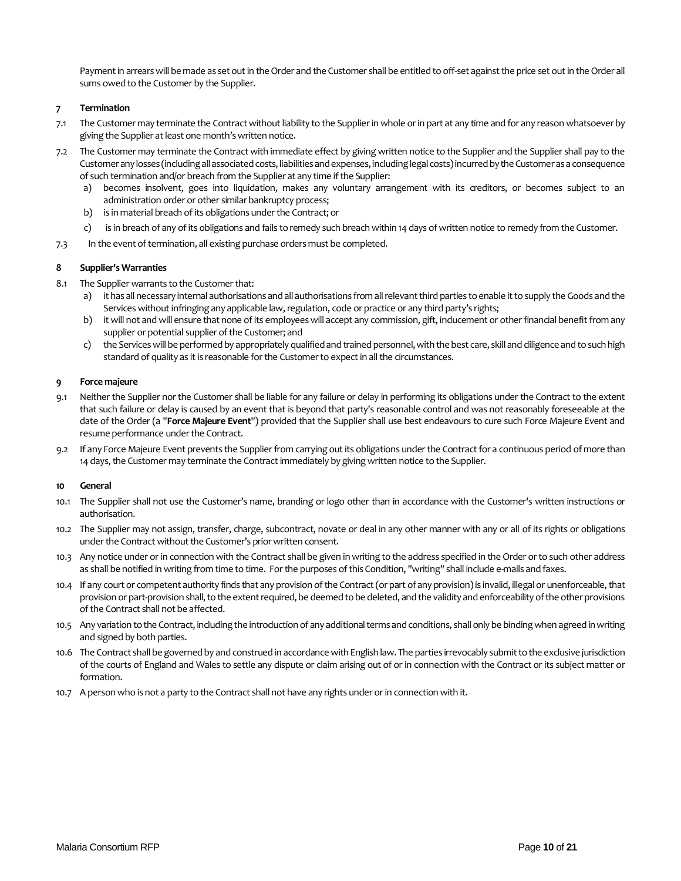Payment in arrears will be made as set out in the Order and the Customer shall be entitled to off-set against the price set out in the Order all sums owed to the Customer by the Supplier.

## 7 Termination

7.1 The Customer may terminate the Contract without liability to the Supplier in whole or in part at any time and for any reason whatsoever by giving the Supplier at least one month's written notice.

7.2 The Customer may terminate the Contract with immediate effect by giving written notice to the Supplier and the Supplier shall pay to the Customer any losses (including all associated costs, liabilities and expenses, including legal costs) incurred by the Customer as a consequence of such termination and/or breach from the Supplier at any time if the Supplier:

a) becomes insolvent, goes into liquidation, makes any voluntary arrangement with its creditors, or becomes subject to an administration order or other similar bankruptcy process;
b) is in material breach of its obligations under the Contract; or
c) is in breach of any of its obligations and fails to remedy such breach within 14 days of written notice to remedy from the Customer.

7.3 In the event of termination, all existing purchase orders must be completed.

## 8 Supplier's Warranties

8.1 The Supplier warrants to the Customer that:

a) it has all necessary internal authorisations and all authorisations from all relevant third parties to enable it to supply the Goods and the Services without infringing any applicable law, regulation, code or practice or any third party's rights;
b) it will not and will ensure that none of its employees will accept any commission, gift, inducement or other financial benefit from any supplier or potential supplier of the Customer; and
c) the Services will be performed by appropriately qualified and trained personnel, with the best care, skill and diligence and to such high standard of quality as it is reasonable for the Customer to expect in all the circumstances.

## 9 Force majeure

9.1 Neither the Supplier nor the Customer shall be liable for any failure or delay in performing its obligations under the Contract to the extent that such failure or delay is caused by an event that is beyond that party's reasonable control and was not reasonably foreseeable at the date of the Order (a "**Force Majeure Event**") provided that the Supplier shall use best endeavours to cure such Force Majeure Event and resume performance under the Contract.

9.2 If any Force Majeure Event prevents the Supplier from carrying out its obligations under the Contract for a continuous period of more than 14 days, the Customer may terminate the Contract immediately by giving written notice to the Supplier.

## 10 General

10.1 The Supplier shall not use the Customer's name, branding or logo other than in accordance with the Customer's written instructions or authorisation.

10.2 The Supplier may not assign, transfer, charge, subcontract, novate or deal in any other manner with any or all of its rights or obligations under the Contract without the Customer's prior written consent.

10.3 Any notice under or in connection with the Contract shall be given in writing to the address specified in the Order or to such other address as shall be notified in writing from time to time. For the purposes of this Condition, "writing" shall include e-mails and faxes.

10.4 If any court or competent authority finds that any provision of the Contract (or part of any provision) is invalid, illegal or unenforceable, that provision or part-provision shall, to the extent required, be deemed to be deleted, and the validity and enforceability of the other provisions of the Contract shall not be affected.

10.5 Any variation to the Contract, including the introduction of any additional terms and conditions, shall only be binding when agreed in writing and signed by both parties.

10.6 The Contract shall be governed by and construed in accordance with English law. The parties irrevocably submit to the exclusive jurisdiction of the courts of England and Wales to settle any dispute or claim arising out of or in connection with the Contract or its subject matter or formation.

10.7 A person who is not a party to the Contract shall not have any rights under or in connection with it.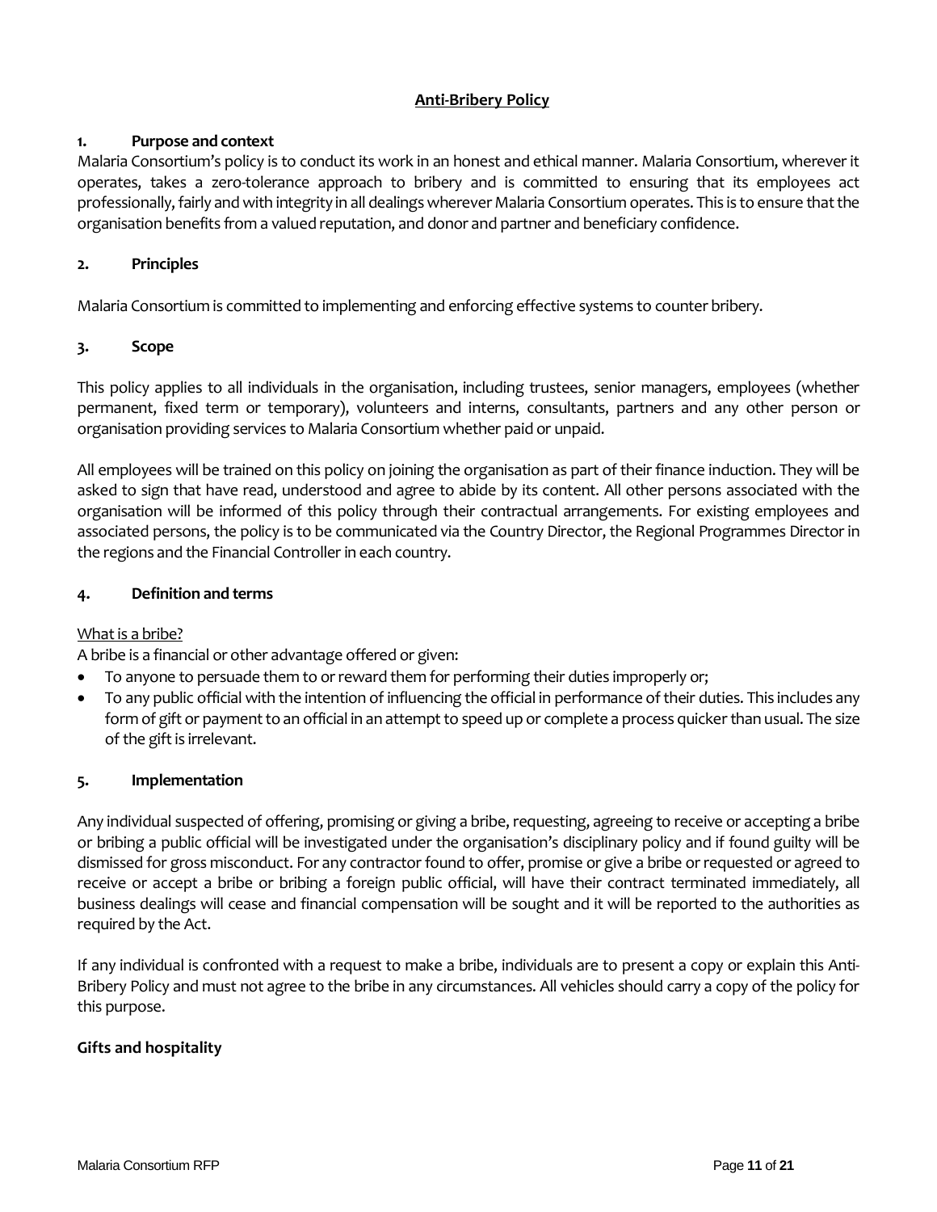## Anti-Bribery Policy

### 1. Purpose and context

Malaria Consortium's policy is to conduct its work in an honest and ethical manner. Malaria Consortium, wherever it operates, takes a zero-tolerance approach to bribery and is committed to ensuring that its employees act professionally, fairly and with integrity in all dealings wherever Malaria Consortium operates. This is to ensure that the organisation benefits from a valued reputation, and donor and partner and beneficiary confidence.

### 2. Principles

Malaria Consortium is committed to implementing and enforcing effective systems to counter bribery.

### 3. Scope

This policy applies to all individuals in the organisation, including trustees, senior managers, employees (whether permanent, fixed term or temporary), volunteers and interns, consultants, partners and any other person or organisation providing services to Malaria Consortium whether paid or unpaid.

All employees will be trained on this policy on joining the organisation as part of their finance induction. They will be asked to sign that have read, understood and agree to abide by its content. All other persons associated with the organisation will be informed of this policy through their contractual arrangements. For existing employees and associated persons, the policy is to be communicated via the Country Director, the Regional Programmes Director in the regions and the Financial Controller in each country.

### 4. Definition and terms

<u>What is a bribe?</u>

A bribe is a financial or other advantage offered or given:

- To anyone to persuade them to or reward them for performing their duties improperly or;
- To any public official with the intention of influencing the official in performance of their duties. This includes any form of gift or payment to an official in an attempt to speed up or complete a process quicker than usual. The size of the gift is irrelevant.

### 5. Implementation

Any individual suspected of offering, promising or giving a bribe, requesting, agreeing to receive or accepting a bribe or bribing a public official will be investigated under the organisation's disciplinary policy and if found guilty will be dismissed for gross misconduct. For any contractor found to offer, promise or give a bribe or requested or agreed to receive or accept a bribe or bribing a foreign public official, will have their contract terminated immediately, all business dealings will cease and financial compensation will be sought and it will be reported to the authorities as required by the Act.

If any individual is confronted with a request to make a bribe, individuals are to present a copy or explain this Anti-Bribery Policy and must not agree to the bribe in any circumstances. All vehicles should carry a copy of the policy for this purpose.

**Gifts and hospitality**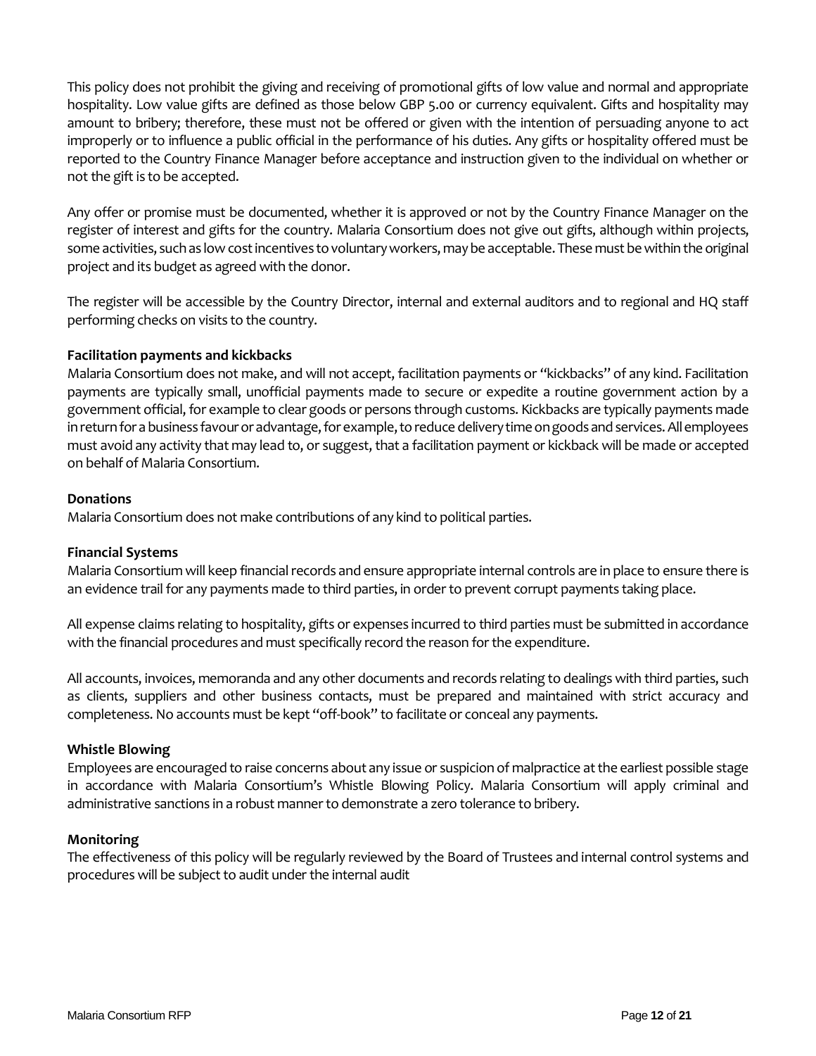This policy does not prohibit the giving and receiving of promotional gifts of low value and normal and appropriate hospitality. Low value gifts are defined as those below GBP 5.00 or currency equivalent. Gifts and hospitality may amount to bribery; therefore, these must not be offered or given with the intention of persuading anyone to act improperly or to influence a public official in the performance of his duties. Any gifts or hospitality offered must be reported to the Country Finance Manager before acceptance and instruction given to the individual on whether or not the gift is to be accepted.

Any offer or promise must be documented, whether it is approved or not by the Country Finance Manager on the register of interest and gifts for the country. Malaria Consortium does not give out gifts, although within projects, some activities, such as low cost incentives to voluntary workers, may be acceptable. These must be within the original project and its budget as agreed with the donor.

The register will be accessible by the Country Director, internal and external auditors and to regional and HQ staff performing checks on visits to the country.

**Facilitation payments and kickbacks**

Malaria Consortium does not make, and will not accept, facilitation payments or "kickbacks" of any kind. Facilitation payments are typically small, unofficial payments made to secure or expedite a routine government action by a government official, for example to clear goods or persons through customs. Kickbacks are typically payments made in return for a business favour or advantage, for example, to reduce delivery time on goods and services. All employees must avoid any activity that may lead to, or suggest, that a facilitation payment or kickback will be made or accepted on behalf of Malaria Consortium.

**Donations**

Malaria Consortium does not make contributions of any kind to political parties.

**Financial Systems**

Malaria Consortium will keep financial records and ensure appropriate internal controls are in place to ensure there is an evidence trail for any payments made to third parties, in order to prevent corrupt payments taking place.

All expense claims relating to hospitality, gifts or expenses incurred to third parties must be submitted in accordance with the financial procedures and must specifically record the reason for the expenditure.

All accounts, invoices, memoranda and any other documents and records relating to dealings with third parties, such as clients, suppliers and other business contacts, must be prepared and maintained with strict accuracy and completeness. No accounts must be kept "off-book" to facilitate or conceal any payments.

**Whistle Blowing**

Employees are encouraged to raise concerns about any issue or suspicion of malpractice at the earliest possible stage in accordance with Malaria Consortium's Whistle Blowing Policy. Malaria Consortium will apply criminal and administrative sanctions in a robust manner to demonstrate a zero tolerance to bribery.

**Monitoring**

The effectiveness of this policy will be regularly reviewed by the Board of Trustees and internal control systems and procedures will be subject to audit under the internal audit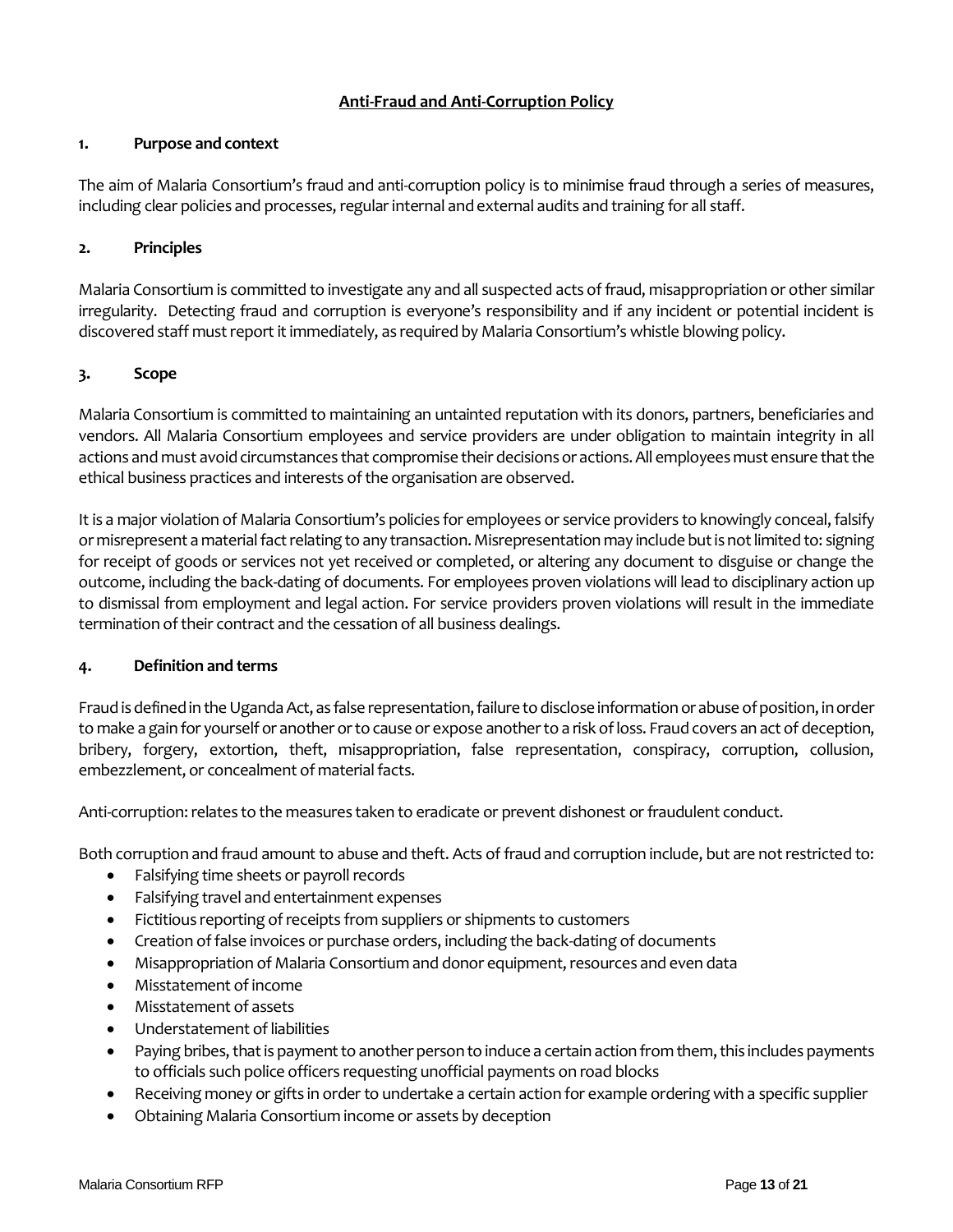## Anti-Fraud and Anti-Corruption Policy

### 1. Purpose and context

The aim of Malaria Consortium's fraud and anti-corruption policy is to minimise fraud through a series of measures, including clear policies and processes, regular internal and external audits and training for all staff.

### 2. Principles

Malaria Consortium is committed to investigate any and all suspected acts of fraud, misappropriation or other similar irregularity. Detecting fraud and corruption is everyone's responsibility and if any incident or potential incident is discovered staff must report it immediately, as required by Malaria Consortium's whistle blowing policy.

### 3. Scope

Malaria Consortium is committed to maintaining an untainted reputation with its donors, partners, beneficiaries and vendors. All Malaria Consortium employees and service providers are under obligation to maintain integrity in all actions and must avoid circumstances that compromise their decisions or actions. All employees must ensure that the ethical business practices and interests of the organisation are observed.

It is a major violation of Malaria Consortium's policies for employees or service providers to knowingly conceal, falsify or misrepresent a material fact relating to any transaction. Misrepresentation may include but is not limited to: signing for receipt of goods or services not yet received or completed, or altering any document to disguise or change the outcome, including the back-dating of documents. For employees proven violations will lead to disciplinary action up to dismissal from employment and legal action. For service providers proven violations will result in the immediate termination of their contract and the cessation of all business dealings.

### 4. Definition and terms

Fraud is defined in the Uganda Act, as false representation, failure to disclose information or abuse of position, in order to make a gain for yourself or another or to cause or expose another to a risk of loss. Fraud covers an act of deception, bribery, forgery, extortion, theft, misappropriation, false representation, conspiracy, corruption, collusion, embezzlement, or concealment of material facts.

Anti-corruption: relates to the measures taken to eradicate or prevent dishonest or fraudulent conduct.

Both corruption and fraud amount to abuse and theft. Acts of fraud and corruption include, but are not restricted to:

- Falsifying time sheets or payroll records
- Falsifying travel and entertainment expenses
- Fictitious reporting of receipts from suppliers or shipments to customers
- Creation of false invoices or purchase orders, including the back-dating of documents
- Misappropriation of Malaria Consortium and donor equipment, resources and even data
- Misstatement of income
- Misstatement of assets
- Understatement of liabilities
- Paying bribes, that is payment to another person to induce a certain action from them, this includes payments to officials such police officers requesting unofficial payments on road blocks
- Receiving money or gifts in order to undertake a certain action for example ordering with a specific supplier
- Obtaining Malaria Consortium income or assets by deception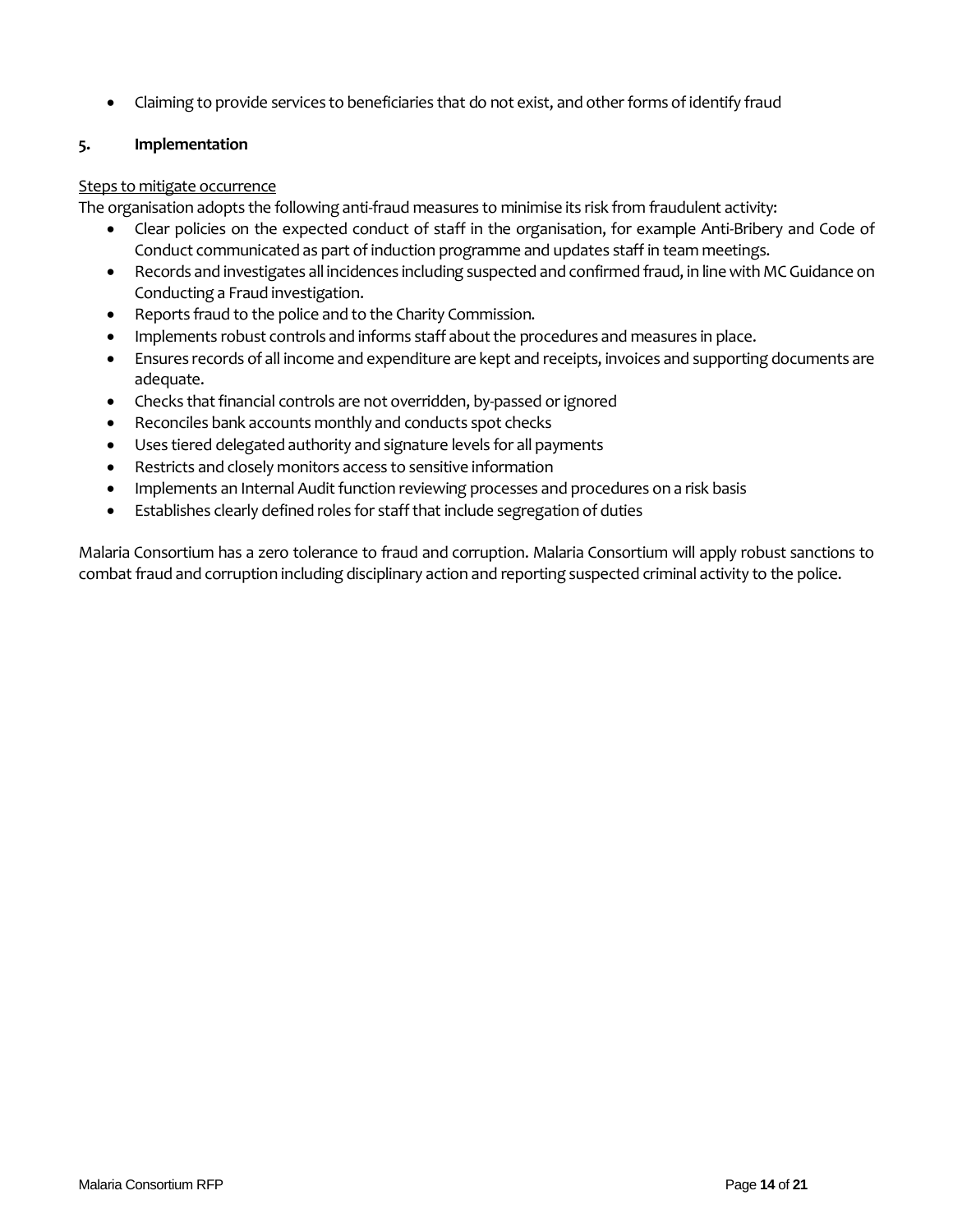- Claiming to provide services to beneficiaries that do not exist, and other forms of identify fraud

## 5. Implementation

Steps to mitigate occurrence

The organisation adopts the following anti-fraud measures to minimise its risk from fraudulent activity:

- Clear policies on the expected conduct of staff in the organisation, for example Anti-Bribery and Code of Conduct communicated as part of induction programme and updates staff in team meetings.
- Records and investigates all incidences including suspected and confirmed fraud, in line with MC Guidance on Conducting a Fraud investigation.
- Reports fraud to the police and to the Charity Commission.
- Implements robust controls and informs staff about the procedures and measures in place.
- Ensures records of all income and expenditure are kept and receipts, invoices and supporting documents are adequate.
- Checks that financial controls are not overridden, by-passed or ignored
- Reconciles bank accounts monthly and conducts spot checks
- Uses tiered delegated authority and signature levels for all payments
- Restricts and closely monitors access to sensitive information
- Implements an Internal Audit function reviewing processes and procedures on a risk basis
- Establishes clearly defined roles for staff that include segregation of duties

Malaria Consortium has a zero tolerance to fraud and corruption. Malaria Consortium will apply robust sanctions to combat fraud and corruption including disciplinary action and reporting suspected criminal activity to the police.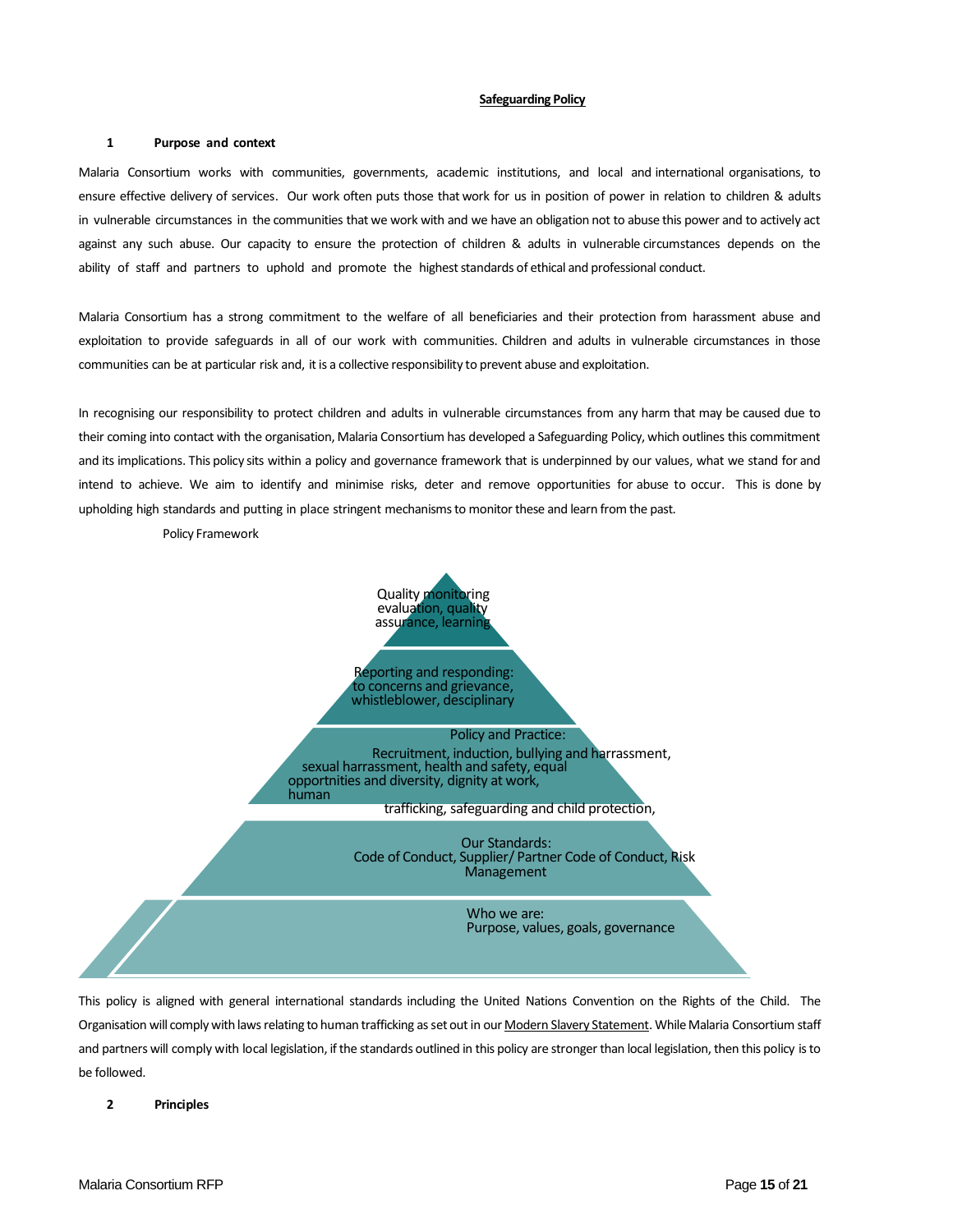**Safeguarding Policy**

## 1 Purpose and context

Malaria Consortium works with communities, governments, academic institutions, and local and international organisations, to ensure effective delivery of services. Our work often puts those that work for us in position of power in relation to children & adults in vulnerable circumstances in the communities that we work with and we have an obligation not to abuse this power and to actively act against any such abuse. Our capacity to ensure the protection of children & adults in vulnerable circumstances depends on the ability of staff and partners to uphold and promote the highest standards of ethical and professional conduct.

Malaria Consortium has a strong commitment to the welfare of all beneficiaries and their protection from harassment abuse and exploitation to provide safeguards in all of our work with communities. Children and adults in vulnerable circumstances in those communities can be at particular risk and, it is a collective responsibility to prevent abuse and exploitation.

In recognising our responsibility to protect children and adults in vulnerable circumstances from any harm that may be caused due to their coming into contact with the organisation, Malaria Consortium has developed a Safeguarding Policy, which outlines this commitment and its implications. This policy sits within a policy and governance framework that is underpinned by our values, what we stand for and intend to achieve. We aim to identify and minimise risks, deter and remove opportunities for abuse to occur. This is done by upholding high standards and putting in place stringent mechanisms to monitor these and learn from the past.

Policy Framework

Quality monitoring evaluation, quality assurance, learning

Reporting and responding: to concerns and grievance, whistleblower, desciplinary

Policy and Practice:
Recruitment, induction, bullying and harrassment, sexual harrassment, health and safety, equal opportnities and diversity, dignity at work, human trafficking, safeguarding and child protection,

Our Standards:
Code of Conduct, Supplier/ Partner Code of Conduct, Risk Management

Who we are:
Purpose, values, goals, governance

This policy is aligned with general international standards including the United Nations Convention on the Rights of the Child. The Organisation will comply with laws relating to human trafficking as set out in our Modern Slavery Statement. While Malaria Consortium staff and partners will comply with local legislation, if the standards outlined in this policy are stronger than local legislation, then this policy is to be followed.

## 2 Principles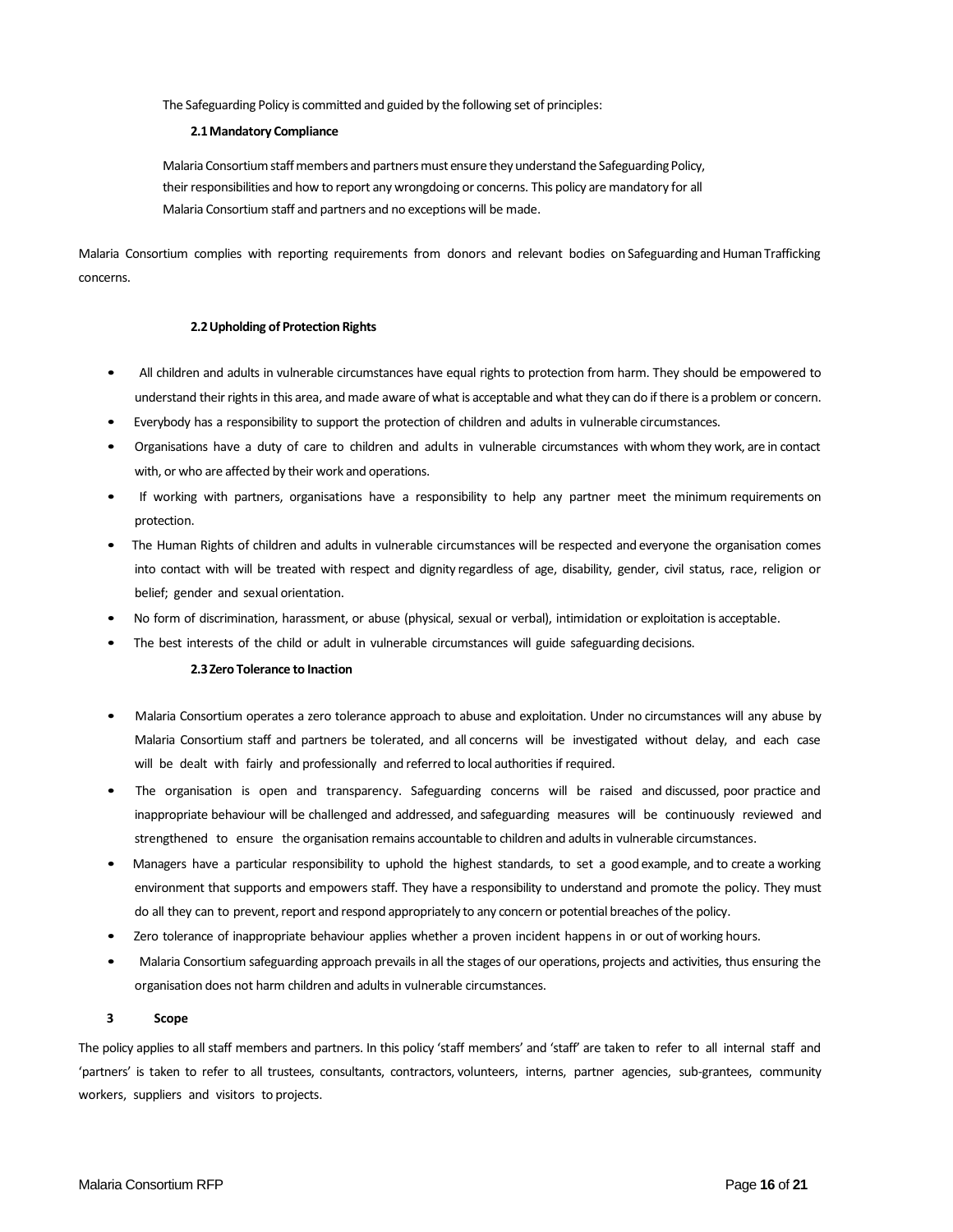The Safeguarding Policy is committed and guided by the following set of principles:

### 2.1 Mandatory Compliance

Malaria Consortium staff members and partners must ensure they understand the Safeguarding Policy, their responsibilities and how to report any wrongdoing or concerns. This policy are mandatory for all Malaria Consortium staff and partners and no exceptions will be made.

Malaria Consortium complies with reporting requirements from donors and relevant bodies on Safeguarding and Human Trafficking concerns.

### 2.2 Upholding of Protection Rights

- All children and adults in vulnerable circumstances have equal rights to protection from harm. They should be empowered to understand their rights in this area, and made aware of what is acceptable and what they can do if there is a problem or concern.
- Everybody has a responsibility to support the protection of children and adults in vulnerable circumstances.
- Organisations have a duty of care to children and adults in vulnerable circumstances with whom they work, are in contact with, or who are affected by their work and operations.
- If working with partners, organisations have a responsibility to help any partner meet the minimum requirements on protection.
- The Human Rights of children and adults in vulnerable circumstances will be respected and everyone the organisation comes into contact with will be treated with respect and dignity regardless of age, disability, gender, civil status, race, religion or belief; gender and sexual orientation.
- No form of discrimination, harassment, or abuse (physical, sexual or verbal), intimidation or exploitation is acceptable.
- The best interests of the child or adult in vulnerable circumstances will guide safeguarding decisions.

### 2.3 Zero Tolerance to Inaction

- Malaria Consortium operates a zero tolerance approach to abuse and exploitation. Under no circumstances will any abuse by Malaria Consortium staff and partners be tolerated, and all concerns will be investigated without delay, and each case will be dealt with fairly and professionally and referred to local authorities if required.
- The organisation is open and transparency. Safeguarding concerns will be raised and discussed, poor practice and inappropriate behaviour will be challenged and addressed, and safeguarding measures will be continuously reviewed and strengthened to ensure the organisation remains accountable to children and adults in vulnerable circumstances.
- Managers have a particular responsibility to uphold the highest standards, to set a good example, and to create a working environment that supports and empowers staff. They have a responsibility to understand and promote the policy. They must do all they can to prevent, report and respond appropriately to any concern or potential breaches of the policy.
- Zero tolerance of inappropriate behaviour applies whether a proven incident happens in or out of working hours.
- Malaria Consortium safeguarding approach prevails in all the stages of our operations, projects and activities, thus ensuring the organisation does not harm children and adults in vulnerable circumstances.

## 3 Scope

The policy applies to all staff members and partners. In this policy 'staff members' and 'staff' are taken to refer to all internal staff and 'partners' is taken to refer to all trustees, consultants, contractors, volunteers, interns, partner agencies, sub-grantees, community workers, suppliers and visitors to projects.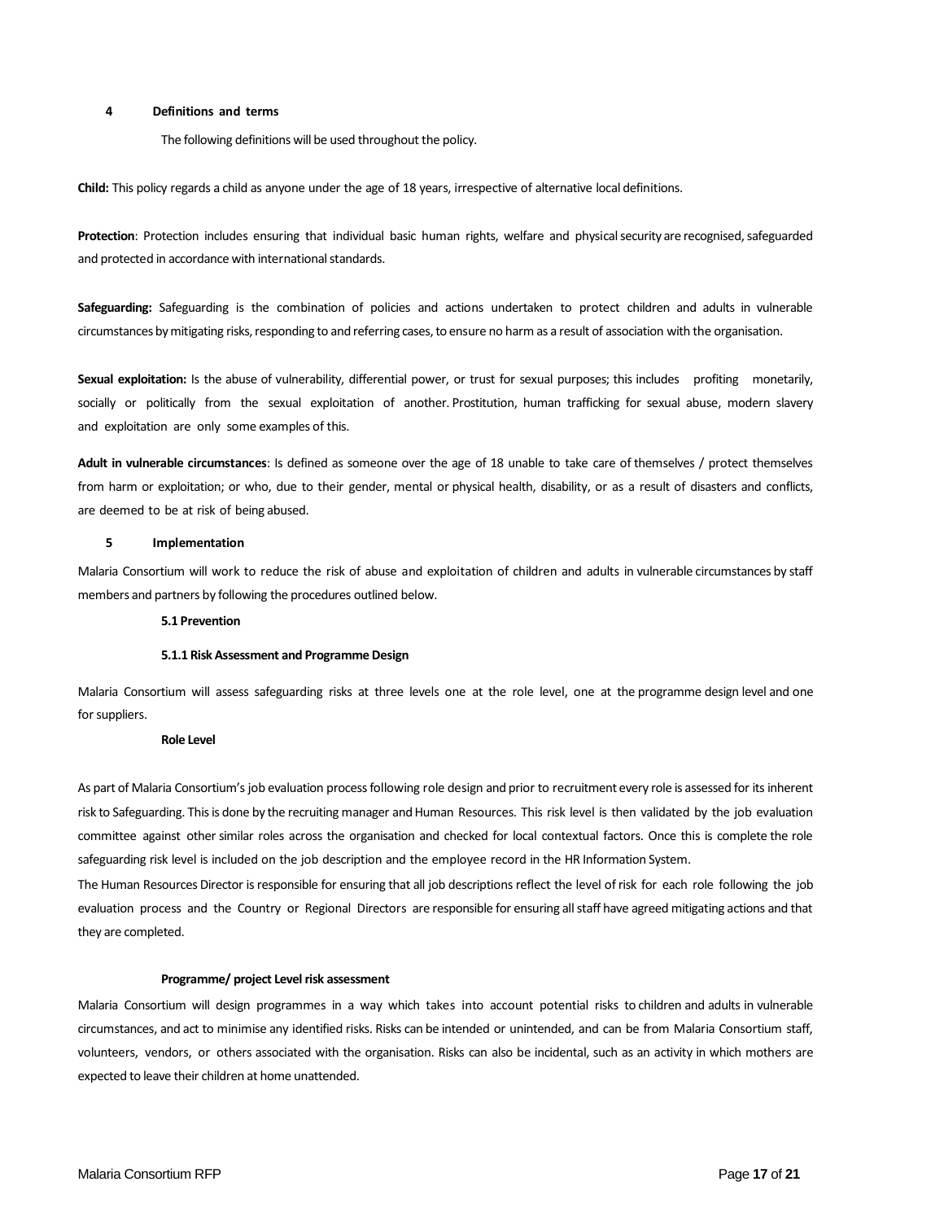## 4 Definitions and terms

The following definitions will be used throughout the policy.

**Child:** This policy regards a child as anyone under the age of 18 years, irrespective of alternative local definitions.

**Protection**: Protection includes ensuring that individual basic human rights, welfare and physical security are recognised, safeguarded and protected in accordance with international standards.

**Safeguarding:** Safeguarding is the combination of policies and actions undertaken to protect children and adults in vulnerable circumstances by mitigating risks, responding to and referring cases, to ensure no harm as a result of association with the organisation.

**Sexual exploitation:** Is the abuse of vulnerability, differential power, or trust for sexual purposes; this includes profiting monetarily, socially or politically from the sexual exploitation of another. Prostitution, human trafficking for sexual abuse, modern slavery and exploitation are only some examples of this.

**Adult in vulnerable circumstances**: Is defined as someone over the age of 18 unable to take care of themselves / protect themselves from harm or exploitation; or who, due to their gender, mental or physical health, disability, or as a result of disasters and conflicts, are deemed to be at risk of being abused.

## 5 Implementation

Malaria Consortium will work to reduce the risk of abuse and exploitation of children and adults in vulnerable circumstances by staff members and partners by following the procedures outlined below.

### 5.1 Prevention

#### 5.1.1 Risk Assessment and Programme Design

Malaria Consortium will assess safeguarding risks at three levels one at the role level, one at the programme design level and one for suppliers.

**Role Level**

As part of Malaria Consortium's job evaluation process following role design and prior to recruitment every role is assessed for its inherent risk to Safeguarding. This is done by the recruiting manager and Human Resources. This risk level is then validated by the job evaluation committee against other similar roles across the organisation and checked for local contextual factors. Once this is complete the role safeguarding risk level is included on the job description and the employee record in the HR Information System.

The Human Resources Director is responsible for ensuring that all job descriptions reflect the level of risk for each role following the job evaluation process and the Country or Regional Directors are responsible for ensuring all staff have agreed mitigating actions and that they are completed.

**Programme/ project Level risk assessment**

Malaria Consortium will design programmes in a way which takes into account potential risks to children and adults in vulnerable circumstances, and act to minimise any identified risks. Risks can be intended or unintended, and can be from Malaria Consortium staff, volunteers, vendors, or others associated with the organisation. Risks can also be incidental, such as an activity in which mothers are expected to leave their children at home unattended.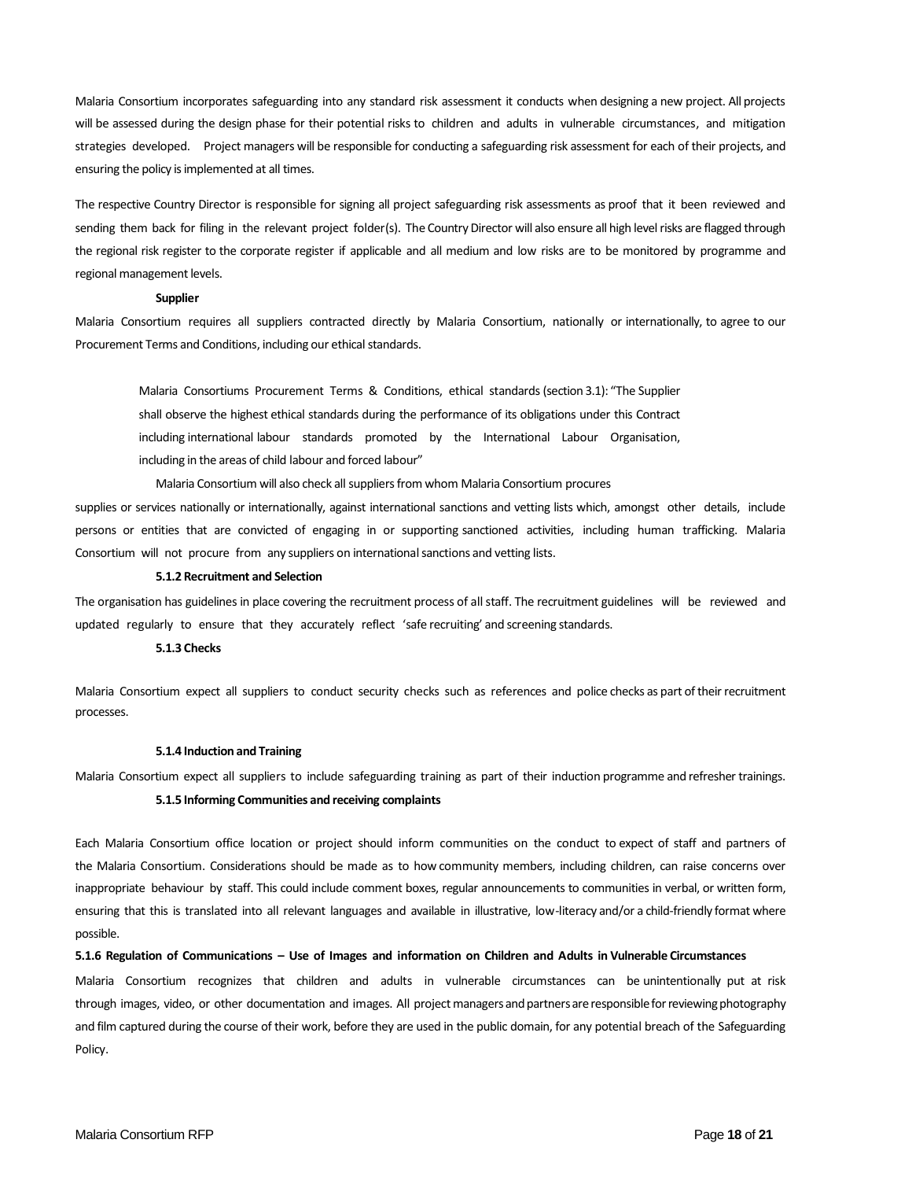Malaria Consortium incorporates safeguarding into any standard risk assessment it conducts when designing a new project. All projects will be assessed during the design phase for their potential risks to children and adults in vulnerable circumstances, and mitigation strategies developed. Project managers will be responsible for conducting a safeguarding risk assessment for each of their projects, and ensuring the policy is implemented at all times.

The respective Country Director is responsible for signing all project safeguarding risk assessments as proof that it been reviewed and sending them back for filing in the relevant project folder(s). The Country Director will also ensure all high level risks are flagged through the regional risk register to the corporate register if applicable and all medium and low risks are to be monitored by programme and regional management levels.

**Supplier**

Malaria Consortium requires all suppliers contracted directly by Malaria Consortium, nationally or internationally, to agree to our Procurement Terms and Conditions, including our ethical standards.

> Malaria Consortiums Procurement Terms & Conditions, ethical standards (section 3.1): "The Supplier shall observe the highest ethical standards during the performance of its obligations under this Contract including international labour standards promoted by the International Labour Organisation, including in the areas of child labour and forced labour"

Malaria Consortium will also check all suppliers from whom Malaria Consortium procures supplies or services nationally or internationally, against international sanctions and vetting lists which, amongst other details, include persons or entities that are convicted of engaging in or supporting sanctioned activities, including human trafficking. Malaria Consortium will not procure from any suppliers on international sanctions and vetting lists.

**5.1.2 Recruitment and Selection**

The organisation has guidelines in place covering the recruitment process of all staff. The recruitment guidelines will be reviewed and updated regularly to ensure that they accurately reflect 'safe recruiting' and screening standards.

**5.1.3 Checks**

Malaria Consortium expect all suppliers to conduct security checks such as references and police checks as part of their recruitment processes.

**5.1.4 Induction and Training**

Malaria Consortium expect all suppliers to include safeguarding training as part of their induction programme and refresher trainings.

**5.1.5 Informing Communities and receiving complaints**

Each Malaria Consortium office location or project should inform communities on the conduct to expect of staff and partners of the Malaria Consortium. Considerations should be made as to how community members, including children, can raise concerns over inappropriate behaviour by staff. This could include comment boxes, regular announcements to communities in verbal, or written form, ensuring that this is translated into all relevant languages and available in illustrative, low-literacy and/or a child-friendly format where possible.

**5.1.6 Regulation of Communications – Use of Images and information on Children and Adults in Vulnerable Circumstances**

Malaria Consortium recognizes that children and adults in vulnerable circumstances can be unintentionally put at risk through images, video, or other documentation and images. All project managers and partners are responsible for reviewing photography and film captured during the course of their work, before they are used in the public domain, for any potential breach of the Safeguarding Policy.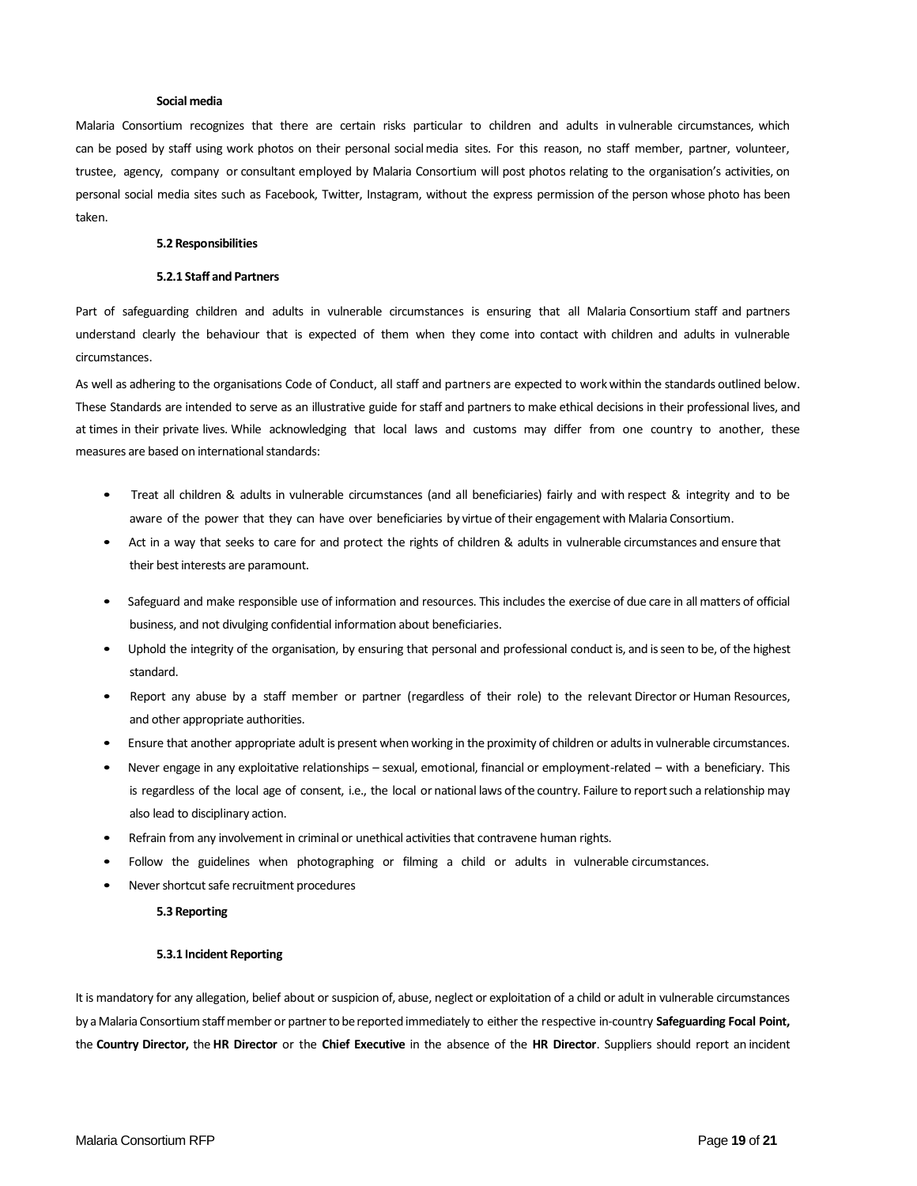**Social media**

Malaria Consortium recognizes that there are certain risks particular to children and adults in vulnerable circumstances, which can be posed by staff using work photos on their personal social media sites. For this reason, no staff member, partner, volunteer, trustee, agency, company or consultant employed by Malaria Consortium will post photos relating to the organisation's activities, on personal social media sites such as Facebook, Twitter, Instagram, without the express permission of the person whose photo has been taken.

**5.2 Responsibilities**

**5.2.1 Staff and Partners**

Part of safeguarding children and adults in vulnerable circumstances is ensuring that all Malaria Consortium staff and partners understand clearly the behaviour that is expected of them when they come into contact with children and adults in vulnerable circumstances.

As well as adhering to the organisations Code of Conduct, all staff and partners are expected to work within the standards outlined below. These Standards are intended to serve as an illustrative guide for staff and partners to make ethical decisions in their professional lives, and at times in their private lives. While acknowledging that local laws and customs may differ from one country to another, these measures are based on international standards:

- Treat all children & adults in vulnerable circumstances (and all beneficiaries) fairly and with respect & integrity and to be aware of the power that they can have over beneficiaries by virtue of their engagement with Malaria Consortium.
- Act in a way that seeks to care for and protect the rights of children & adults in vulnerable circumstances and ensure that their best interests are paramount.
- Safeguard and make responsible use of information and resources. This includes the exercise of due care in all matters of official business, and not divulging confidential information about beneficiaries.
- Uphold the integrity of the organisation, by ensuring that personal and professional conduct is, and is seen to be, of the highest standard.
- Report any abuse by a staff member or partner (regardless of their role) to the relevant Director or Human Resources, and other appropriate authorities.
- Ensure that another appropriate adult is present when working in the proximity of children or adults in vulnerable circumstances.
- Never engage in any exploitative relationships – sexual, emotional, financial or employment-related – with a beneficiary. This is regardless of the local age of consent, i.e., the local or national laws of the country. Failure to report such a relationship may also lead to disciplinary action.
- Refrain from any involvement in criminal or unethical activities that contravene human rights.
- Follow the guidelines when photographing or filming a child or adults in vulnerable circumstances.
- Never shortcut safe recruitment procedures

**5.3 Reporting**

**5.3.1 Incident Reporting**

It is mandatory for any allegation, belief about or suspicion of, abuse, neglect or exploitation of a child or adult in vulnerable circumstances by a Malaria Consortium staff member or partner to be reported immediately to either the respective in-country **Safeguarding Focal Point,** the **Country Director,** the **HR Director** or the **Chief Executive** in the absence of the **HR Director**. Suppliers should report an incident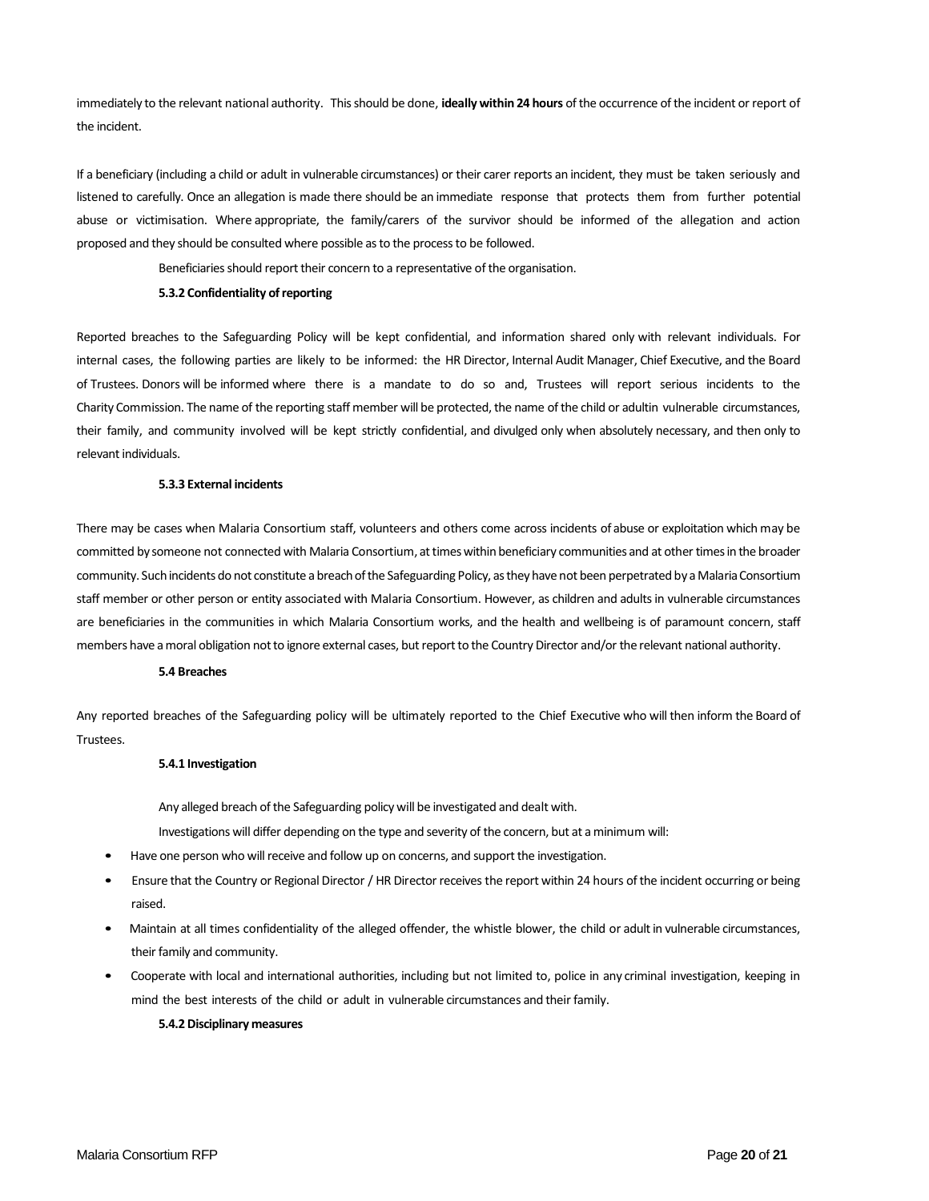immediately to the relevant national authority. This should be done, **ideally within 24 hours** of the occurrence of the incident or report of the incident.

If a beneficiary (including a child or adult in vulnerable circumstances) or their carer reports an incident, they must be taken seriously and listened to carefully. Once an allegation is made there should be an immediate response that protects them from further potential abuse or victimisation. Where appropriate, the family/carers of the survivor should be informed of the allegation and action proposed and they should be consulted where possible as to the process to be followed.

Beneficiaries should report their concern to a representative of the organisation.

#### 5.3.2 Confidentiality of reporting

Reported breaches to the Safeguarding Policy will be kept confidential, and information shared only with relevant individuals. For internal cases, the following parties are likely to be informed: the HR Director, Internal Audit Manager, Chief Executive, and the Board of Trustees. Donors will be informed where there is a mandate to do so and, Trustees will report serious incidents to the Charity Commission. The name of the reporting staff member will be protected, the name of the child or adultin vulnerable circumstances, their family, and community involved will be kept strictly confidential, and divulged only when absolutely necessary, and then only to relevant individuals.

#### 5.3.3 External incidents

There may be cases when Malaria Consortium staff, volunteers and others come across incidents of abuse or exploitation which may be committed by someone not connected with Malaria Consortium, at times within beneficiary communities and at other times in the broader community. Such incidents do not constitute a breach of the Safeguarding Policy, as they have not been perpetrated by a Malaria Consortium staff member or other person or entity associated with Malaria Consortium. However, as children and adults in vulnerable circumstances are beneficiaries in the communities in which Malaria Consortium works, and the health and wellbeing is of paramount concern, staff members have a moral obligation not to ignore external cases, but report to the Country Director and/or the relevant national authority.

### 5.4 Breaches

Any reported breaches of the Safeguarding policy will be ultimately reported to the Chief Executive who will then inform the Board of Trustees.

#### 5.4.1 Investigation

Any alleged breach of the Safeguarding policy will be investigated and dealt with.

Investigations will differ depending on the type and severity of the concern, but at a minimum will:

- Have one person who will receive and follow up on concerns, and support the investigation.
- Ensure that the Country or Regional Director / HR Director receives the report within 24 hours of the incident occurring or being raised.
- Maintain at all times confidentiality of the alleged offender, the whistle blower, the child or adult in vulnerable circumstances, their family and community.
- Cooperate with local and international authorities, including but not limited to, police in any criminal investigation, keeping in mind the best interests of the child or adult in vulnerable circumstances and their family.

#### 5.4.2 Disciplinary measures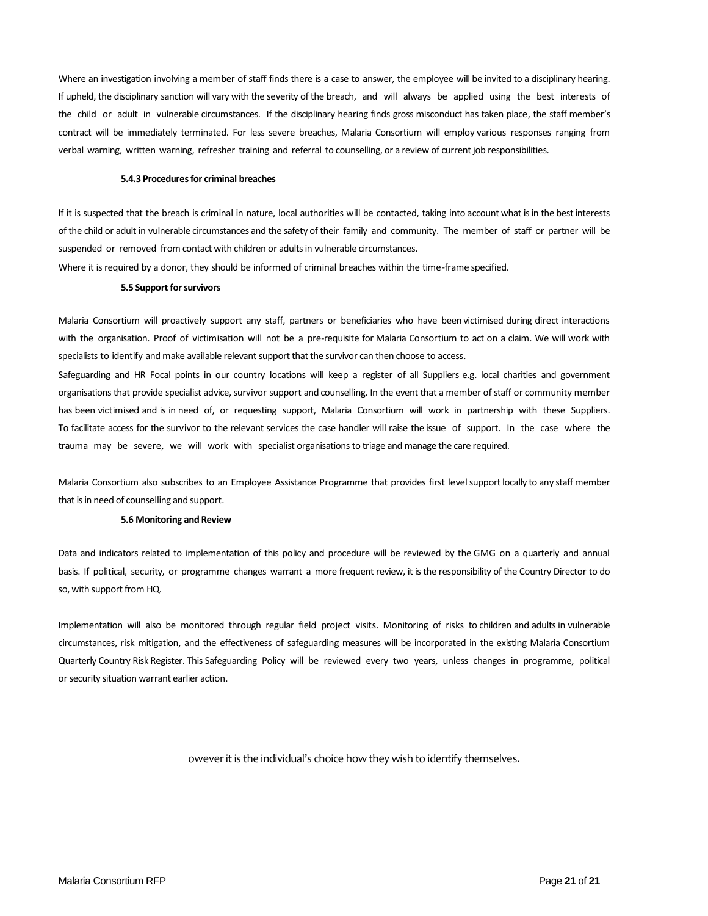Where an investigation involving a member of staff finds there is a case to answer, the employee will be invited to a disciplinary hearing. If upheld, the disciplinary sanction will vary with the severity of the breach, and will always be applied using the best interests of the child or adult in vulnerable circumstances. If the disciplinary hearing finds gross misconduct has taken place, the staff member's contract will be immediately terminated. For less severe breaches, Malaria Consortium will employ various responses ranging from verbal warning, written warning, refresher training and referral to counselling, or a review of current job responsibilities.

#### 5.4.3 Procedures for criminal breaches

If it is suspected that the breach is criminal in nature, local authorities will be contacted, taking into account what is in the best interests of the child or adult in vulnerable circumstances and the safety of their family and community. The member of staff or partner will be suspended or removed from contact with children or adults in vulnerable circumstances.

Where it is required by a donor, they should be informed of criminal breaches within the time-frame specified.

### 5.5 Support for survivors

Malaria Consortium will proactively support any staff, partners or beneficiaries who have been victimised during direct interactions with the organisation. Proof of victimisation will not be a pre-requisite for Malaria Consortium to act on a claim. We will work with specialists to identify and make available relevant support that the survivor can then choose to access.

Safeguarding and HR Focal points in our country locations will keep a register of all Suppliers e.g. local charities and government organisations that provide specialist advice, survivor support and counselling. In the event that a member of staff or community member has been victimised and is in need of, or requesting support, Malaria Consortium will work in partnership with these Suppliers. To facilitate access for the survivor to the relevant services the case handler will raise the issue of support. In the case where the trauma may be severe, we will work with specialist organisations to triage and manage the care required.

Malaria Consortium also subscribes to an Employee Assistance Programme that provides first level support locally to any staff member that is in need of counselling and support.

### 5.6 Monitoring and Review

Data and indicators related to implementation of this policy and procedure will be reviewed by the GMG on a quarterly and annual basis. If political, security, or programme changes warrant a more frequent review, it is the responsibility of the Country Director to do so, with support from HQ.

Implementation will also be monitored through regular field project visits. Monitoring of risks to children and adults in vulnerable circumstances, risk mitigation, and the effectiveness of safeguarding measures will be incorporated in the existing Malaria Consortium Quarterly Country Risk Register. This Safeguarding Policy will be reviewed every two years, unless changes in programme, political or security situation warrant earlier action.

owever it is the individual's choice how they wish to identify themselves.